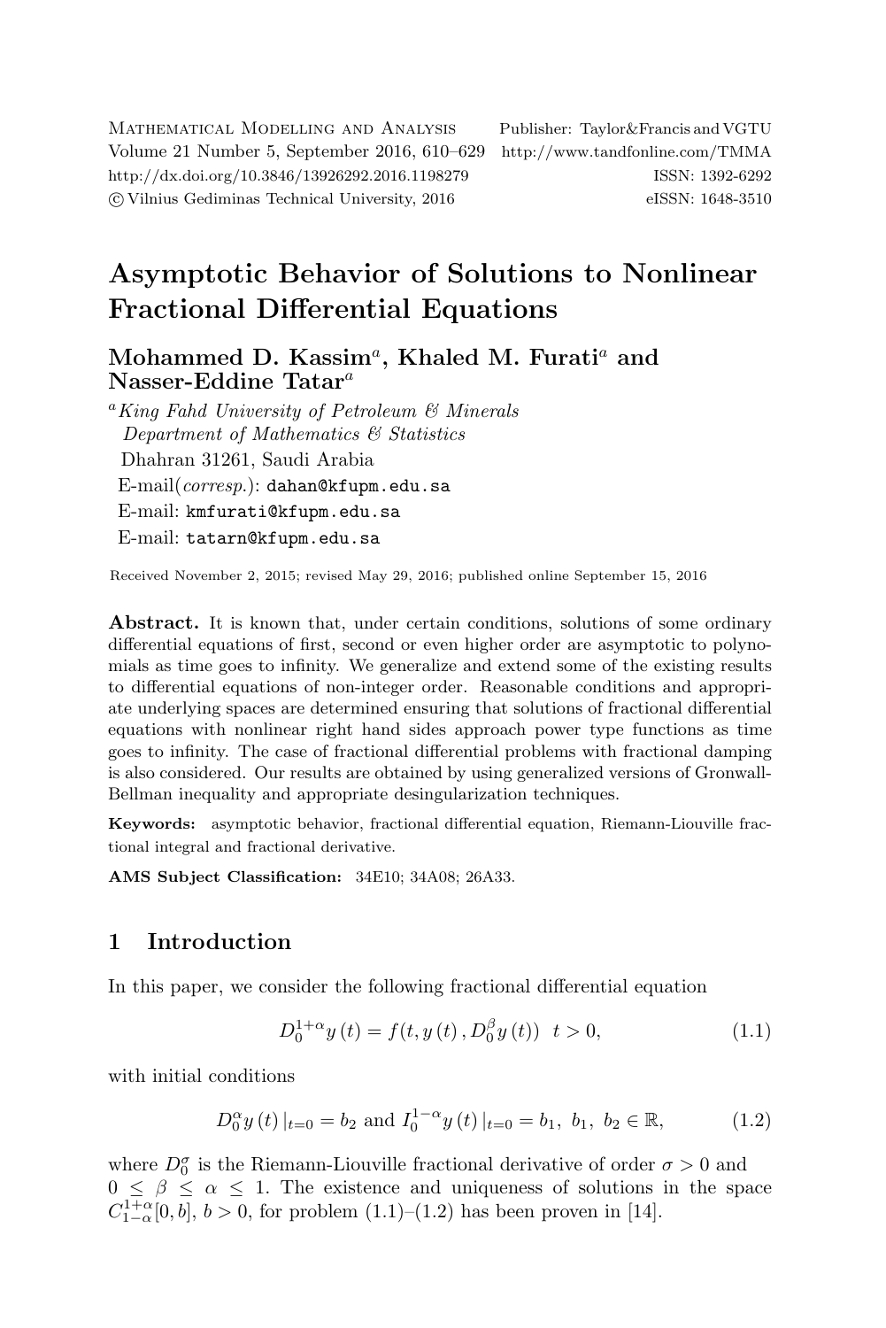# Asymptotic Behavior of Solutions to Nonlinear Fractional Differential Equations

**Mohammed D. Kassim[a], Khaled M. Furati[a] and Nasser-Eddine Tatar[a]**

[a] *King Fahd University of Petroleum & Minerals Department of Mathematics & Statistics*
Dhahran 31261, Saudi Arabia
E-mail(*corresp.*): dahan@kfupm.edu.sa
E-mail: kmfurati@kfupm.edu.sa
E-mail: tatarn@kfupm.edu.sa

Received November 2, 2015; revised May 29, 2016; published online September 15, 2016

**Abstract.** It is known that, under certain conditions, solutions of some ordinary differential equations of first, second or even higher order are asymptotic to polynomials as time goes to infinity. We generalize and extend some of the existing results to differential equations of non-integer order. Reasonable conditions and appropriate underlying spaces are determined ensuring that solutions of fractional differential equations with nonlinear right hand sides approach power type functions as time goes to infinity. The case of fractional differential problems with fractional damping is also considered. Our results are obtained by using generalized versions of Gronwall-Bellman inequality and appropriate desingularization techniques.

**Keywords:** asymptotic behavior, fractional differential equation, Riemann-Liouville fractional integral and fractional derivative.

**AMS Subject Classification:** 34E10; 34A08; 26A33.

## 1 Introduction

In this paper, we consider the following fractional differential equation

$$D_0^{1+\alpha} y(t) = f(t, y(t), D_0^{\beta} y(t)) \quad t > 0, \tag{1.1}$$

with initial conditions

$$D_0^{\alpha} y(t)|_{t=0} = b_2 \text{ and } I_0^{1-\alpha} y(t)|_{t=0} = b_1, \ b_1, \ b_2 \in \mathbb{R}, \tag{1.2}$$

where $D_0^{\sigma}$ is the Riemann-Liouville fractional derivative of order $\sigma > 0$ and $0 \leq \beta \leq \alpha \leq 1$. The existence and uniqueness of solutions in the space $C_{1-\alpha}^{1+\alpha}[0, b]$, $b > 0$, for problem (1.1)–(1.2) has been proven in [14].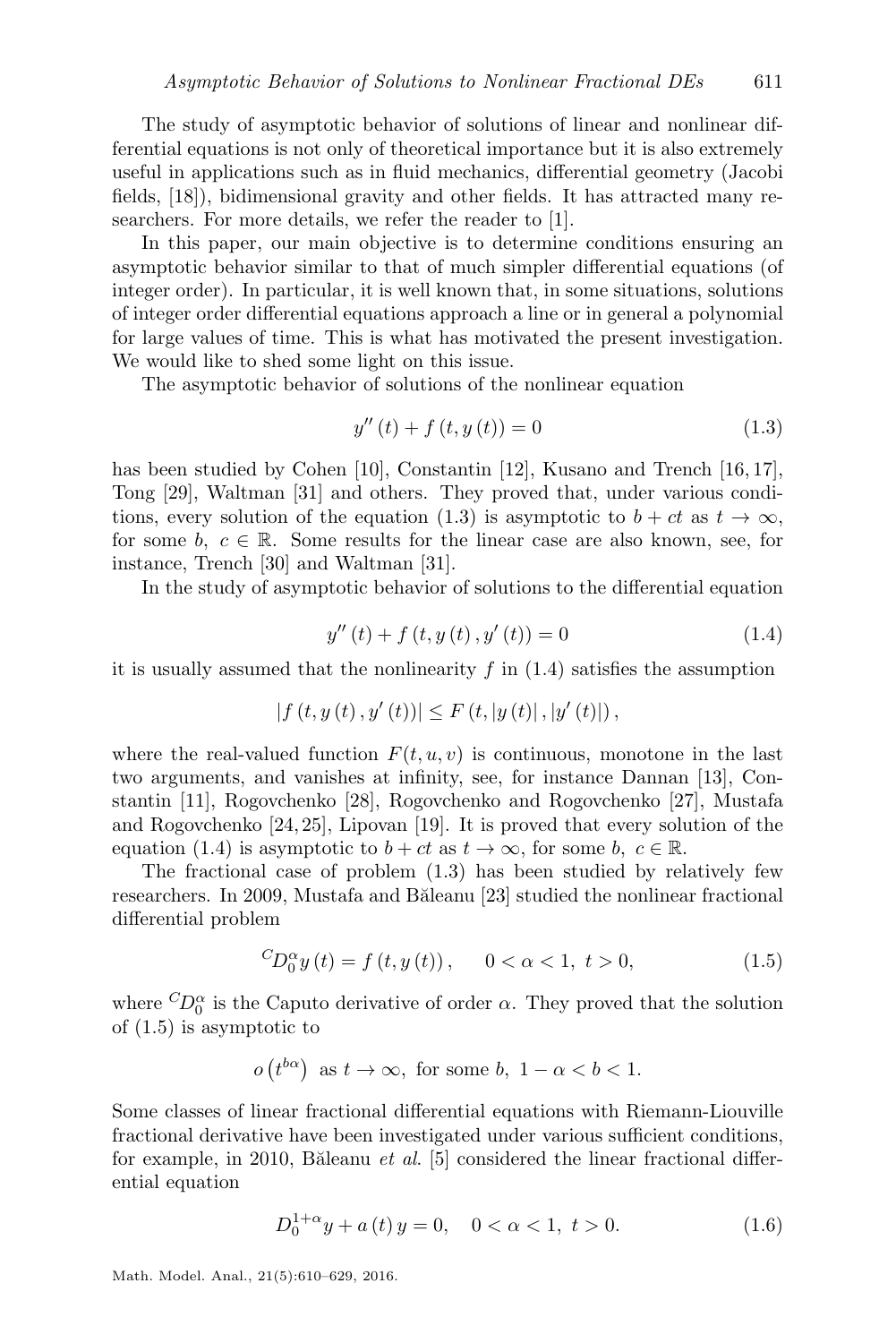The study of asymptotic behavior of solutions of linear and nonlinear differential equations is not only of theoretical importance but it is also extremely useful in applications such as in fluid mechanics, differential geometry (Jacobi fields, [18]), bidimensional gravity and other fields. It has attracted many researchers. For more details, we refer the reader to [1].

In this paper, our main objective is to determine conditions ensuring an asymptotic behavior similar to that of much simpler differential equations (of integer order). In particular, it is well known that, in some situations, solutions of integer order differential equations approach a line or in general a polynomial for large values of time. This is what has motivated the present investigation. We would like to shed some light on this issue.

The asymptotic behavior of solutions of the nonlinear equation

$$y''(t) + f(t, y(t)) = 0 \tag{1.3}$$

has been studied by Cohen [10], Constantin [12], Kusano and Trench [16,17], Tong [29], Waltman [31] and others. They proved that, under various conditions, every solution of the equation (1.3) is asymptotic to $b + ct$ as $t \to \infty$, for some $b,\ c \in \mathbb{R}$. Some results for the linear case are also known, see, for instance, Trench [30] and Waltman [31].

In the study of asymptotic behavior of solutions to the differential equation

$$y''(t) + f(t, y(t), y'(t)) = 0 \tag{1.4}$$

it is usually assumed that the nonlinearity $f$ in (1.4) satisfies the assumption

$$|f(t, y(t), y'(t))| \leq F(t, |y(t)|, |y'(t)|),$$

where the real-valued function $F(t,u,v)$ is continuous, monotone in the last two arguments, and vanishes at infinity, see, for instance Dannan [13], Constantin [11], Rogovchenko [28], Rogovchenko and Rogovchenko [27], Mustafa and Rogovchenko [24,25], Lipovan [19]. It is proved that every solution of the equation (1.4) is asymptotic to $b + ct$ as $t \to \infty$, for some $b,\ c \in \mathbb{R}$.

The fractional case of problem (1.3) has been studied by relatively few researchers. In 2009, Mustafa and Băleanu [23] studied the nonlinear fractional differential problem

$${}^{C}D_{0}^{\alpha} y(t) = f(t, y(t)), \qquad 0 < \alpha < 1,\ t > 0, \tag{1.5}$$

where ${}^{C}D_{0}^{\alpha}$ is the Caputo derivative of order $\alpha$. They proved that the solution of (1.5) is asymptotic to

$$o\left(t^{b\alpha}\right) \text{ as } t \to \infty, \text{ for some } b,\ 1 - \alpha < b < 1.$$

Some classes of linear fractional differential equations with Riemann-Liouville fractional derivative have been investigated under various sufficient conditions, for example, in 2010, Băleanu *et al.* [5] considered the linear fractional differential equation

$$D_{0}^{1+\alpha} y + a(t)\, y = 0, \quad 0 < \alpha < 1,\ t > 0. \tag{1.6}$$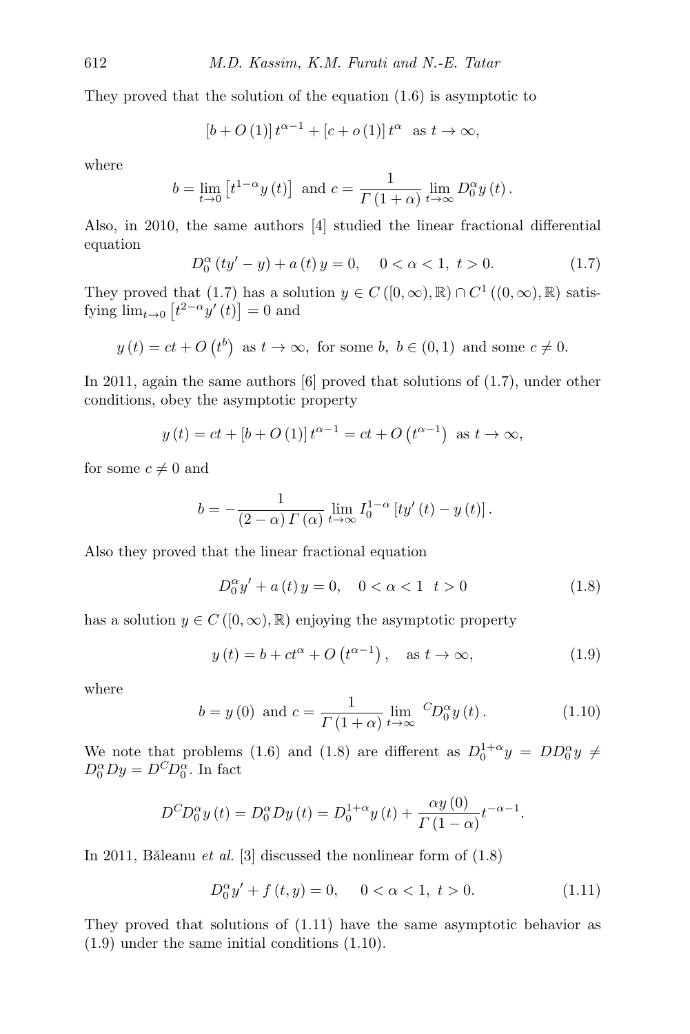They proved that the solution of the equation (1.6) is asymptotic to

$$[b + O(1)]\, t^{\alpha-1} + [c + o(1)]\, t^{\alpha} \quad \text{as } t \to \infty,$$

where

$$b = \lim_{t\to 0}\left[t^{1-\alpha} y(t)\right] \text{ and } c = \frac{1}{\Gamma(1+\alpha)} \lim_{t\to\infty} D_0^{\alpha} y(t).$$

Also, in 2010, the same authors [4] studied the linear fractional differential equation

$$D_0^{\alpha}\left(ty' - y\right) + a(t)\, y = 0, \quad 0 < \alpha < 1,\ t > 0. \tag{1.7}$$

They proved that (1.7) has a solution $y \in C([0,\infty),\mathbb{R}) \cap C^1((0,\infty),\mathbb{R})$ satisfying $\lim_{t\to 0}\left[t^{2-\alpha} y'(t)\right] = 0$ and

$$y(t) = ct + O\left(t^{b}\right) \text{ as } t \to \infty, \text{ for some } b,\ b \in (0,1) \text{ and some } c \neq 0.$$

In 2011, again the same authors [6] proved that solutions of (1.7), under other conditions, obey the asymptotic property

$$y(t) = ct + [b + O(1)]\, t^{\alpha-1} = ct + O\left(t^{\alpha-1}\right) \text{ as } t \to \infty,$$

for some $c \neq 0$ and

$$b = -\frac{1}{(2-\alpha)\,\Gamma(\alpha)} \lim_{t\to\infty} I_0^{1-\alpha}\left[ty'(t) - y(t)\right].$$

Also they proved that the linear fractional equation

$$D_0^{\alpha} y' + a(t)\, y = 0, \quad 0 < \alpha < 1 \ \ t > 0 \tag{1.8}$$

has a solution $y \in C([0,\infty),\mathbb{R})$ enjoying the asymptotic property

$$y(t) = b + ct^{\alpha} + O\left(t^{\alpha-1}\right), \quad \text{as } t \to \infty, \tag{1.9}$$

where

$$b = y(0) \text{ and } c = \frac{1}{\Gamma(1+\alpha)} \lim_{t\to\infty} {}^{C}D_0^{\alpha} y(t). \tag{1.10}$$

We note that problems (1.6) and (1.8) are different as $D_0^{1+\alpha} y = D D_0^{\alpha} y \neq D_0^{\alpha} D y = D\, {}^{C}D_0^{\alpha}$. In fact

$$D\, {}^{C}D_0^{\alpha} y(t) = D_0^{\alpha} D y(t) = D_0^{1+\alpha} y(t) + \frac{\alpha y(0)}{\Gamma(1-\alpha)} t^{-\alpha-1}.$$

In 2011, Băleanu *et al.* [3] discussed the nonlinear form of (1.8)

$$D_0^{\alpha} y' + f(t, y) = 0, \quad 0 < \alpha < 1,\ t > 0. \tag{1.11}$$

They proved that solutions of (1.11) have the same asymptotic behavior as (1.9) under the same initial conditions (1.10).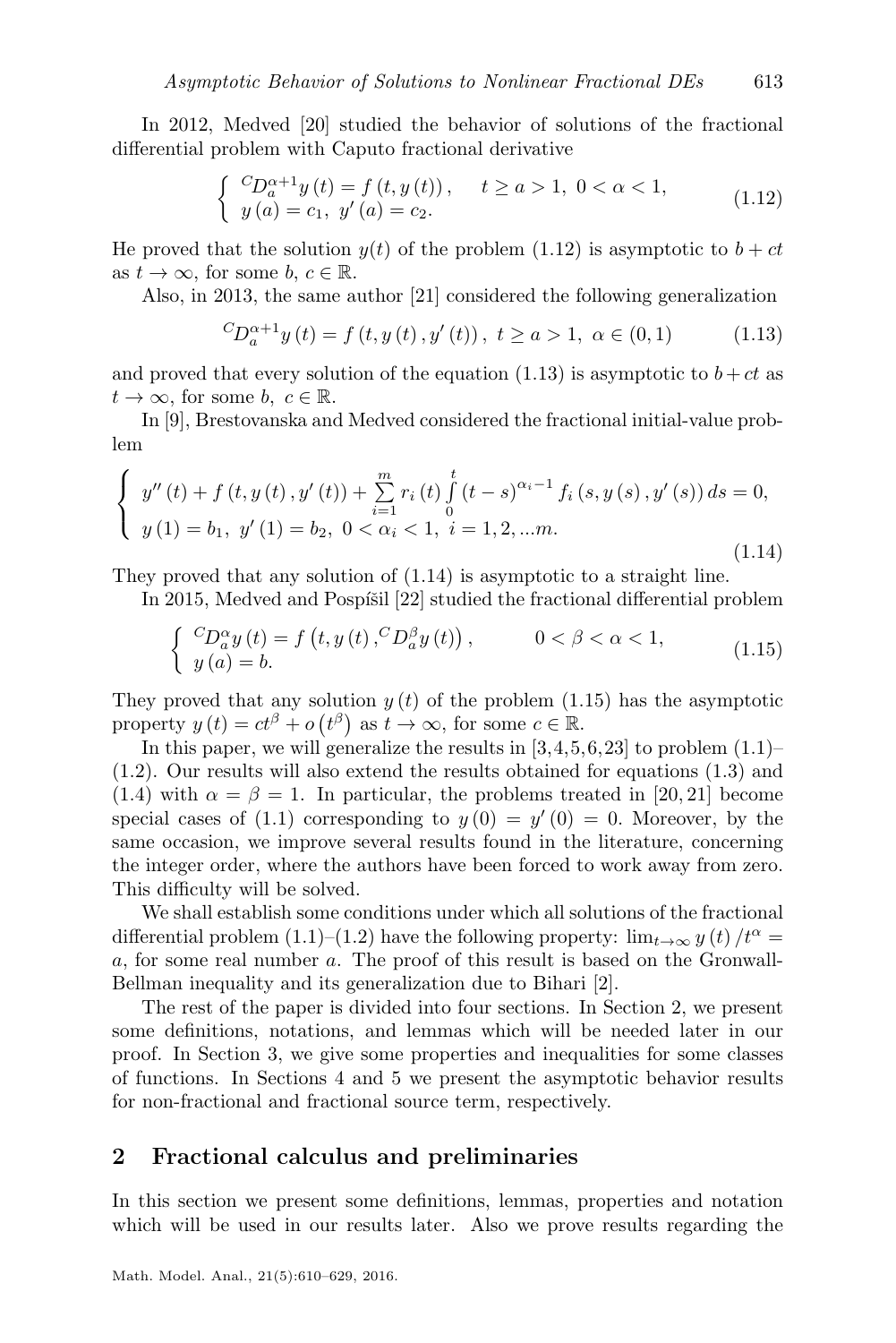In 2012, Medved [20] studied the behavior of solutions of the fractional differential problem with Caputo fractional derivative

$$\begin{cases} {}^{C}D_{a}^{\alpha+1}y\left(t\right)=f\left(t,y\left(t\right)\right), & t\geq a>1,\ 0<\alpha<1, \\ y\left(a\right)=c_{1},\ y'\left(a\right)=c_{2}. \end{cases} \tag{1.12}$$

He proved that the solution $y(t)$ of the problem (1.12) is asymptotic to $b+ct$ as $t\to\infty$, for some $b$, $c\in\mathbb{R}$.

Also, in 2013, the same author [21] considered the following generalization

$${}^{C}D_{a}^{\alpha+1}y\left(t\right)=f\left(t,y\left(t\right),y'\left(t\right)\right),\ t\geq a>1,\ \alpha\in(0,1) \tag{1.13}$$

and proved that every solution of the equation (1.13) is asymptotic to $b+ct$ as $t\to\infty$, for some $b,\ c\in\mathbb{R}$.

In [9], Brestovanska and Medved considered the fractional initial-value problem

$$\begin{cases} y''\left(t\right)+f\left(t,y\left(t\right),y'\left(t\right)\right)+\sum\limits_{i=1}^{m}r_{i}\left(t\right)\int\limits_{0}^{t}\left(t-s\right)^{\alpha_{i}-1}f_{i}\left(s,y\left(s\right),y'\left(s\right)\right)ds=0, \\ y\left(1\right)=b_{1},\ y'\left(1\right)=b_{2},\ 0<\alpha_{i}<1,\ i=1,2,...m. \end{cases} \tag{1.14}$$

They proved that any solution of (1.14) is asymptotic to a straight line.

In 2015, Medved and Pospíšil [22] studied the fractional differential problem

$$\begin{cases} {}^{C}D_{a}^{\alpha}y\left(t\right)=f\left(t,y\left(t\right),{}^{C}D_{a}^{\beta}y\left(t\right)\right), & 0<\beta<\alpha<1, \\ y\left(a\right)=b. \end{cases} \tag{1.15}$$

They proved that any solution $y\left(t\right)$ of the problem (1.15) has the asymptotic property $y\left(t\right)=ct^{\beta}+o\left(t^{\beta}\right)$ as $t\to\infty$, for some $c\in\mathbb{R}$.

In this paper, we will generalize the results in [3,4,5,6,23] to problem (1.1)–(1.2). Our results will also extend the results obtained for equations (1.3) and (1.4) with $\alpha=\beta=1$. In particular, the problems treated in [20,21] become special cases of (1.1) corresponding to $y\left(0\right)=y'\left(0\right)=0$. Moreover, by the same occasion, we improve several results found in the literature, concerning the integer order, where the authors have been forced to work away from zero. This difficulty will be solved.

We shall establish some conditions under which all solutions of the fractional differential problem (1.1)–(1.2) have the following property: $\lim_{t\to\infty}y\left(t\right)/t^{\alpha}=a$, for some real number $a$. The proof of this result is based on the Gronwall-Bellman inequality and its generalization due to Bihari [2].

The rest of the paper is divided into four sections. In Section 2, we present some definitions, notations, and lemmas which will be needed later in our proof. In Section 3, we give some properties and inequalities for some classes of functions. In Sections 4 and 5 we present the asymptotic behavior results for non-fractional and fractional source term, respectively.

## 2 Fractional calculus and preliminaries

In this section we present some definitions, lemmas, properties and notation which will be used in our results later. Also we prove results regarding the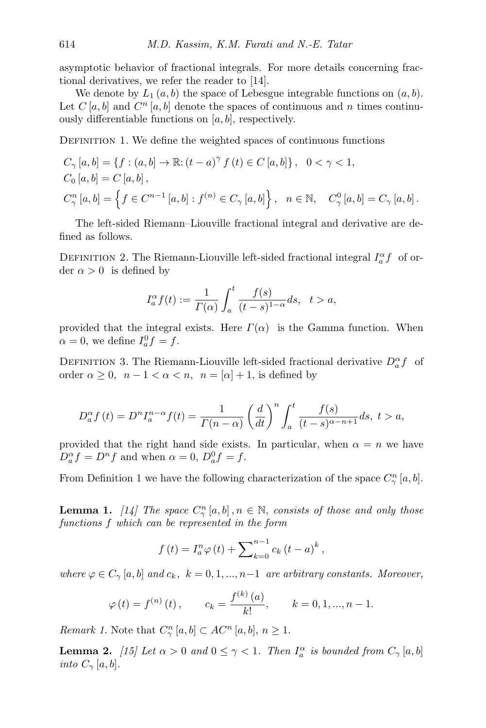asymptotic behavior of fractional integrals. For more details concerning fractional derivatives, we refer the reader to [14].

We denote by $L_1(a,b)$ the space of Lebesgue integrable functions on $(a,b)$. Let $C[a,b]$ and $C^n[a,b]$ denote the spaces of continuous and $n$ times continuously differentiable functions on $[a,b]$, respectively.

Definition 1. We define the weighted spaces of continuous functions

$$C_\gamma[a,b] = \{f : (a,b] \to \mathbb{R} \colon (t-a)^\gamma f(t) \in C[a,b]\}, \quad 0<\gamma<1,$$
$$C_0[a,b] = C[a,b],$$
$$C_\gamma^n[a,b] = \left\{ f \in C^{n-1}[a,b] : f^{(n)} \in C_\gamma[a,b] \right\}, \quad n \in \mathbb{N}, \quad C_\gamma^0[a,b] = C_\gamma[a,b].$$

The left-sided Riemann–Liouville fractional integral and derivative are defined as follows.

Definition 2. The Riemann-Liouville left-sided fractional integral $I_a^\alpha f$ of order $\alpha > 0$ is defined by

$$I_a^\alpha f(t) := \frac{1}{\Gamma(\alpha)} \int_a^t \frac{f(s)}{(t-s)^{1-\alpha}} ds, \quad t > a,$$

provided that the integral exists. Here $\Gamma(\alpha)$ is the Gamma function. When $\alpha = 0$, we define $I_a^0 f = f$.

Definition 3. The Riemann-Liouville left-sided fractional derivative $D_a^\alpha f$ of order $\alpha \geq 0$, $n-1<\alpha<n$, $n = [\alpha]+1$, is defined by

$$D_a^\alpha f(t) = D^n I_a^{n-\alpha} f(t) = \frac{1}{\Gamma(n-\alpha)} \left(\frac{d}{dt}\right)^n \int_a^t \frac{f(s)}{(t-s)^{\alpha-n+1}} ds, \ t > a,$$

provided that the right hand side exists. In particular, when $\alpha = n$ we have $D_a^\alpha f = D^n f$ and when $\alpha = 0$, $D_a^0 f = f$.

From Definition 1 we have the following characterization of the space $C_\gamma^n[a,b]$.

**Lemma 1.** *[14] The space $C_\gamma^n[a,b], n \in \mathbb{N}$, consists of those and only those functions $f$ which can be represented in the form*

$$f(t) = I_a^n \varphi(t) + \sum\nolimits_{k=0}^{n-1} c_k (t-a)^k,$$

*where $\varphi \in C_\gamma[a,b]$ and $c_k$, $k = 0,1,...,n-1$ are arbitrary constants. Moreover,*

$$\varphi(t) = f^{(n)}(t), \qquad c_k = \frac{f^{(k)}(a)}{k!}, \qquad k = 0,1,...,n-1.$$

*Remark 1.* Note that $C_\gamma^n[a,b] \subset AC^n[a,b]$, $n \geq 1$.

**Lemma 2.** *[15] Let $\alpha > 0$ and $0 \leq \gamma < 1$. Then $I_a^\alpha$ is bounded from $C_\gamma[a,b]$ into $C_\gamma[a,b]$.*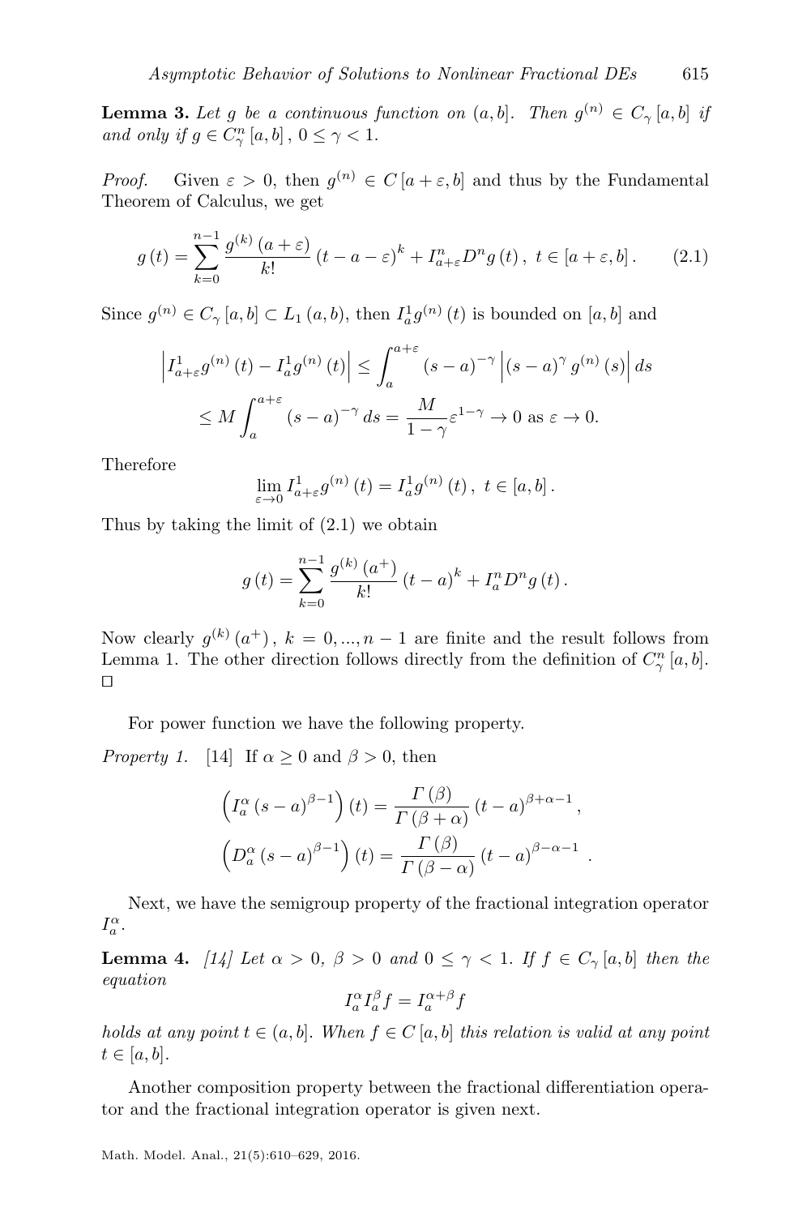**Lemma 3.** *Let $g$ be a continuous function on $(a,b]$. Then $g^{(n)} \in C_\gamma[a,b]$ if and only if $g \in C_\gamma^n[a,b]$, $0 \le \gamma < 1$.*

*Proof.* Given $\varepsilon > 0$, then $g^{(n)} \in C[a+\varepsilon, b]$ and thus by the Fundamental Theorem of Calculus, we get

$$g(t) = \sum_{k=0}^{n-1} \frac{g^{(k)}(a+\varepsilon)}{k!}(t-a-\varepsilon)^k + I_{a+\varepsilon}^n D^n g(t), \ t \in [a+\varepsilon, b]. \tag{2.1}$$

Since $g^{(n)} \in C_\gamma[a,b] \subset L_1(a,b)$, then $I_a^1 g^{(n)}(t)$ is bounded on $[a,b]$ and

$$\begin{aligned}\left| I_{a+\varepsilon}^1 g^{(n)}(t) - I_a^1 g^{(n)}(t) \right| &\le \int_a^{a+\varepsilon} (s-a)^{-\gamma} \left| (s-a)^\gamma g^{(n)}(s) \right| ds \\ &\le M \int_a^{a+\varepsilon} (s-a)^{-\gamma} ds = \frac{M}{1-\gamma} \varepsilon^{1-\gamma} \to 0 \text{ as } \varepsilon \to 0.\end{aligned}$$

Therefore

$$\lim_{\varepsilon \to 0} I_{a+\varepsilon}^1 g^{(n)}(t) = I_a^1 g^{(n)}(t), \ t \in [a,b].$$

Thus by taking the limit of (2.1) we obtain

$$g(t) = \sum_{k=0}^{n-1} \frac{g^{(k)}(a^+)}{k!}(t-a)^k + I_a^n D^n g(t).$$

Now clearly $g^{(k)}(a^+)$, $k = 0, ..., n-1$ are finite and the result follows from Lemma 1. The other direction follows directly from the definition of $C_\gamma^n[a,b]$. □

For power function we have the following property.

*Property 1.* [14] If $\alpha \ge 0$ and $\beta > 0$, then

$$\left( I_a^\alpha (s-a)^{\beta-1} \right)(t) = \frac{\Gamma(\beta)}{\Gamma(\beta+\alpha)} (t-a)^{\beta+\alpha-1},$$

$$\left( D_a^\alpha (s-a)^{\beta-1} \right)(t) = \frac{\Gamma(\beta)}{\Gamma(\beta-\alpha)} (t-a)^{\beta-\alpha-1}.$$

Next, we have the semigroup property of the fractional integration operator $I_a^\alpha$.

**Lemma 4.** *[14] Let $\alpha > 0$, $\beta > 0$ and $0 \le \gamma < 1$. If $f \in C_\gamma[a,b]$ then the equation*

$$I_a^\alpha I_a^\beta f = I_a^{\alpha+\beta} f$$

*holds at any point $t \in (a,b]$. When $f \in C[a,b]$ this relation is valid at any point $t \in [a,b]$.*

Another composition property between the fractional differentiation operator and the fractional integration operator is given next.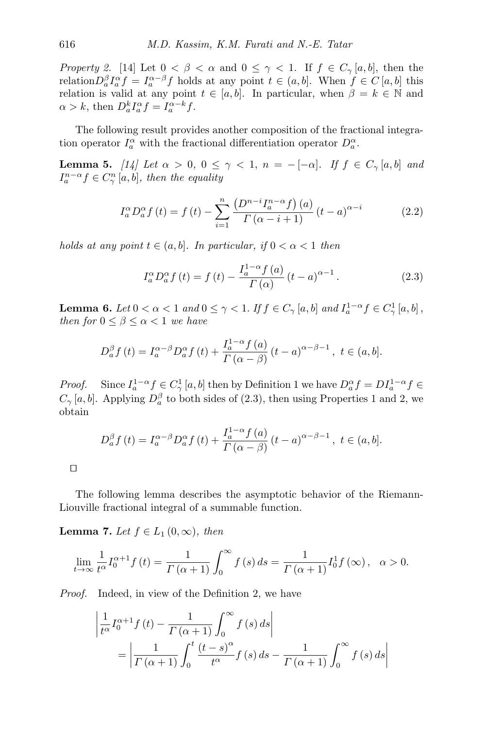*Property 2.* [14] Let $0 < \beta < \alpha$ and $0 \leq \gamma < 1$. If $f \in C_{\gamma}[a,b]$, then the relation$D_a^{\beta} I_a^{\alpha} f = I_a^{\alpha-\beta} f$ holds at any point $t \in (a,b]$. When $f \in C[a,b]$ this relation is valid at any point $t \in [a,b]$. In particular, when $\beta = k \in \mathbb{N}$ and $\alpha > k$, then $D_a^k I_a^{\alpha} f = I_a^{\alpha-k} f$.

The following result provides another composition of the fractional integration operator $I_a^{\alpha}$ with the fractional differentiation operator $D_a^{\alpha}$.

**Lemma 5.** *[14] Let $\alpha > 0$, $0 \leq \gamma < 1$, $n = -[-\alpha]$. If $f \in C_{\gamma}[a,b]$ and $I_a^{n-\alpha} f \in C_{\gamma}^n[a,b]$, then the equality*

$$I_a^{\alpha} D_a^{\alpha} f(t) = f(t) - \sum_{i=1}^{n} \frac{\left(D^{n-i} I_a^{n-\alpha} f\right)(a)}{\Gamma(\alpha - i + 1)} (t-a)^{\alpha - i} \tag{2.2}$$

*holds at any point $t \in (a,b]$. In particular, if $0 < \alpha < 1$ then*

$$I_a^{\alpha} D_a^{\alpha} f(t) = f(t) - \frac{I_a^{1-\alpha} f(a)}{\Gamma(\alpha)} (t-a)^{\alpha-1}. \tag{2.3}$$

**Lemma 6.** *Let $0 < \alpha < 1$ and $0 \leq \gamma < 1$. If $f \in C_{\gamma}[a,b]$ and $I_a^{1-\alpha} f \in C_{\gamma}^1[a,b]$, then for $0 \leq \beta \leq \alpha < 1$ we have*

$$D_a^{\beta} f(t) = I_a^{\alpha-\beta} D_a^{\alpha} f(t) + \frac{I_a^{1-\alpha} f(a)}{\Gamma(\alpha - \beta)} (t-a)^{\alpha-\beta-1}, \ t \in (a,b].$$

*Proof.* Since $I_a^{1-\alpha} f \in C_{\gamma}^1[a,b]$ then by Definition 1 we have $D_a^{\alpha} f = D I_a^{1-\alpha} f \in C_{\gamma}[a,b]$. Applying $D_a^{\beta}$ to both sides of (2.3), then using Properties 1 and 2, we obtain

$$D_a^{\beta} f(t) = I_a^{\alpha-\beta} D_a^{\alpha} f(t) + \frac{I_a^{1-\alpha} f(a)}{\Gamma(\alpha - \beta)} (t-a)^{\alpha-\beta-1}, \ t \in (a,b].$$

□

The following lemma describes the asymptotic behavior of the Riemann-Liouville fractional integral of a summable function.

**Lemma 7.** *Let $f \in L_1(0,\infty)$, then*

$$\lim_{t \to \infty} \frac{1}{t^{\alpha}} I_0^{\alpha+1} f(t) = \frac{1}{\Gamma(\alpha+1)} \int_0^{\infty} f(s)\, ds = \frac{1}{\Gamma(\alpha+1)} I_0^1 f(\infty), \quad \alpha > 0.$$

*Proof.* Indeed, in view of the Definition 2, we have

$$\begin{aligned}
&\left| \frac{1}{t^{\alpha}} I_0^{\alpha+1} f(t) - \frac{1}{\Gamma(\alpha+1)} \int_0^{\infty} f(s)\, ds \right| \\
&\quad = \left| \frac{1}{\Gamma(\alpha+1)} \int_0^t \frac{(t-s)^{\alpha}}{t^{\alpha}} f(s)\, ds - \frac{1}{\Gamma(\alpha+1)} \int_0^{\infty} f(s)\, ds \right|
\end{aligned}$$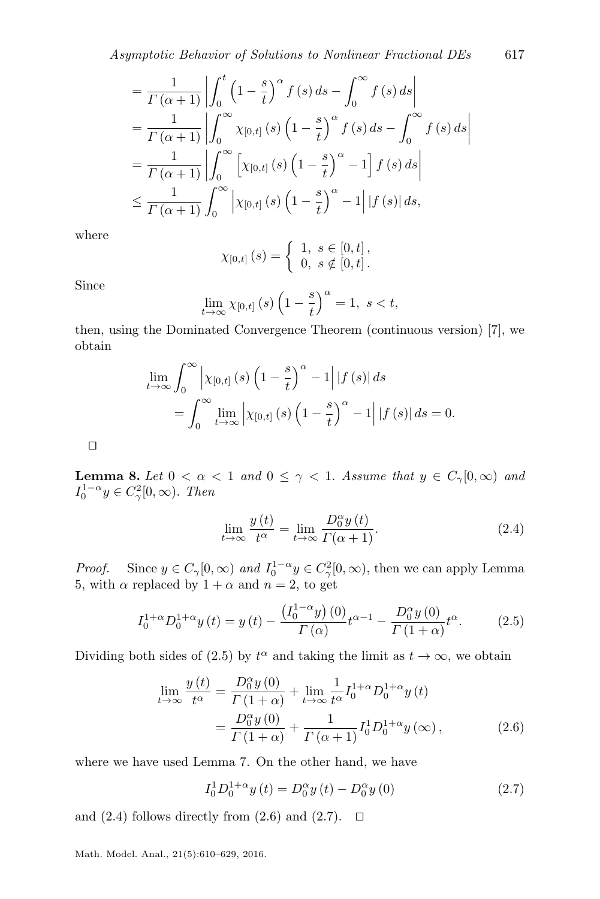$$
\begin{aligned}
&= \frac{1}{\Gamma(\alpha+1)} \left| \int_0^t \left(1-\frac{s}{t}\right)^{\alpha} f(s)\, ds - \int_0^{\infty} f(s)\, ds \right| \\
&= \frac{1}{\Gamma(\alpha+1)} \left| \int_0^{\infty} \chi_{[0,t]}(s) \left(1-\frac{s}{t}\right)^{\alpha} f(s)\, ds - \int_0^{\infty} f(s)\, ds \right| \\
&= \frac{1}{\Gamma(\alpha+1)} \left| \int_0^{\infty} \left[\chi_{[0,t]}(s) \left(1-\frac{s}{t}\right)^{\alpha} - 1\right] f(s)\, ds \right| \\
&\leq \frac{1}{\Gamma(\alpha+1)} \int_0^{\infty} \left| \chi_{[0,t]}(s) \left(1-\frac{s}{t}\right)^{\alpha} - 1\right| |f(s)|\, ds,
\end{aligned}
$$

where

$$
\chi_{[0,t]}(s) = \begin{cases} 1, & s \in [0,t], \\ 0, & s \notin [0,t]. \end{cases}
$$

Since

$$
\lim_{t\to\infty} \chi_{[0,t]}(s) \left(1-\frac{s}{t}\right)^{\alpha} = 1, \ s < t,
$$

then, using the Dominated Convergence Theorem (continuous version) [7], we obtain

$$
\begin{aligned}
&\lim_{t\to\infty} \int_0^{\infty} \left| \chi_{[0,t]}(s) \left(1-\frac{s}{t}\right)^{\alpha} - 1\right| |f(s)|\, ds \\
&\qquad = \int_0^{\infty} \lim_{t\to\infty} \left| \chi_{[0,t]}(s) \left(1-\frac{s}{t}\right)^{\alpha} - 1\right| |f(s)|\, ds = 0.
\end{aligned}
$$

□

**Lemma 8.** *Let $0 < \alpha < 1$ and $0 \leq \gamma < 1$. Assume that $y \in C_{\gamma}[0,\infty)$ and $I_0^{1-\alpha} y \in C_{\gamma}^2[0,\infty)$. Then*

$$
\lim_{t\to\infty} \frac{y(t)}{t^{\alpha}} = \lim_{t\to\infty} \frac{D_0^{\alpha} y(t)}{\Gamma(\alpha+1)}. \tag{2.4}
$$

*Proof.* Since $y \in C_{\gamma}[0,\infty)$ *and* $I_0^{1-\alpha} y \in C_{\gamma}^2[0,\infty)$, then we can apply Lemma 5, with $\alpha$ replaced by $1+\alpha$ and $n = 2$, to get

$$
I_0^{1+\alpha} D_0^{1+\alpha} y(t) = y(t) - \frac{\left(I_0^{1-\alpha} y\right)(0)}{\Gamma(\alpha)} t^{\alpha-1} - \frac{D_0^{\alpha} y(0)}{\Gamma(1+\alpha)} t^{\alpha}. \tag{2.5}
$$

Dividing both sides of (2.5) by $t^{\alpha}$ and taking the limit as $t \to \infty$, we obtain

$$
\begin{aligned}
\lim_{t\to\infty} \frac{y(t)}{t^{\alpha}} &= \frac{D_0^{\alpha} y(0)}{\Gamma(1+\alpha)} + \lim_{t\to\infty} \frac{1}{t^{\alpha}} I_0^{1+\alpha} D_0^{1+\alpha} y(t) \\
&= \frac{D_0^{\alpha} y(0)}{\Gamma(1+\alpha)} + \frac{1}{\Gamma(\alpha+1)} I_0^{1} D_0^{1+\alpha} y(\infty),
\end{aligned} \tag{2.6}
$$

where we have used Lemma 7. On the other hand, we have

$$
I_0^{1} D_0^{1+\alpha} y(t) = D_0^{\alpha} y(t) - D_0^{\alpha} y(0) \tag{2.7}
$$

and (2.4) follows directly from (2.6) and (2.7). □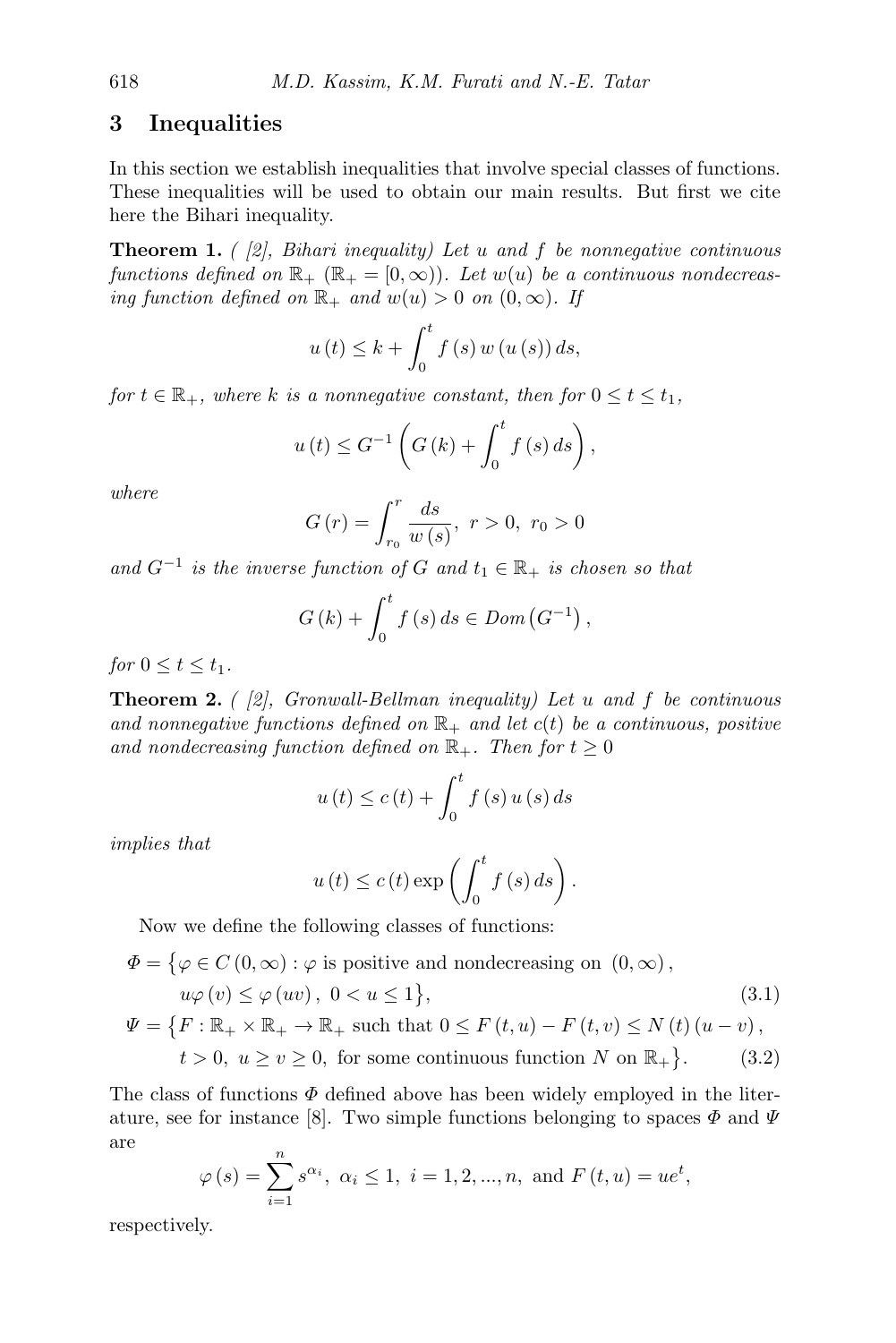## 3 Inequalities

In this section we establish inequalities that involve special classes of functions. These inequalities will be used to obtain our main results. But first we cite here the Bihari inequality.

**Theorem 1.** *( [2], Bihari inequality) Let $u$ and $f$ be nonnegative continuous functions defined on $\mathbb{R}_+$ ($\mathbb{R}_+ = [0,\infty)$). Let $w(u)$ be a continuous nondecreasing function defined on $\mathbb{R}_+$ and $w(u) > 0$ on $(0,\infty)$. If*

$$u(t) \leq k + \int_0^t f(s)\, w(u(s))\, ds,$$

*for $t \in \mathbb{R}_+$, where $k$ is a nonnegative constant, then for $0 \leq t \leq t_1$,*

$$u(t) \leq G^{-1}\left( G(k) + \int_0^t f(s)\, ds \right),$$

*where*

$$G(r) = \int_{r_0}^{r} \frac{ds}{w(s)},\ r > 0,\ r_0 > 0$$

*and $G^{-1}$ is the inverse function of $G$ and $t_1 \in \mathbb{R}_+$ is chosen so that*

$$G(k) + \int_0^t f(s)\, ds \in Dom\left(G^{-1}\right),$$

*for $0 \leq t \leq t_1$.*

**Theorem 2.** *( [2], Gronwall-Bellman inequality) Let $u$ and $f$ be continuous and nonnegative functions defined on $\mathbb{R}_+$ and let $c(t)$ be a continuous, positive and nondecreasing function defined on $\mathbb{R}_+$. Then for $t \geq 0$*

$$u(t) \leq c(t) + \int_0^t f(s)\, u(s)\, ds$$

*implies that*

$$u(t) \leq c(t) \exp\left( \int_0^t f(s)\, ds \right).$$

Now we define the following classes of functions:

$$\begin{aligned}
\Phi = \big\{ & \varphi \in C(0,\infty) : \varphi \text{ is positive and nondecreasing on } (0,\infty), \\
& u\varphi(v) \leq \varphi(uv),\ 0 < u \leq 1 \big\}, \qquad (3.1) \\
\Psi = \big\{ & F : \mathbb{R}_+ \times \mathbb{R}_+ \to \mathbb{R}_+ \text{ such that } 0 \leq F(t,u) - F(t,v) \leq N(t)(u - v), \\
& t > 0,\ u \geq v \geq 0, \text{ for some continuous function } N \text{ on } \mathbb{R}_+ \big\}. \qquad (3.2)
\end{aligned}$$

The class of functions $\Phi$ defined above has been widely employed in the literature, see for instance [8]. Two simple functions belonging to spaces $\Phi$ and $\Psi$ are

$$\varphi(s) = \sum_{i=1}^{n} s^{\alpha_i},\ \alpha_i \leq 1,\ i = 1, 2, ..., n, \text{ and } F(t,u) = ue^t,$$

respectively.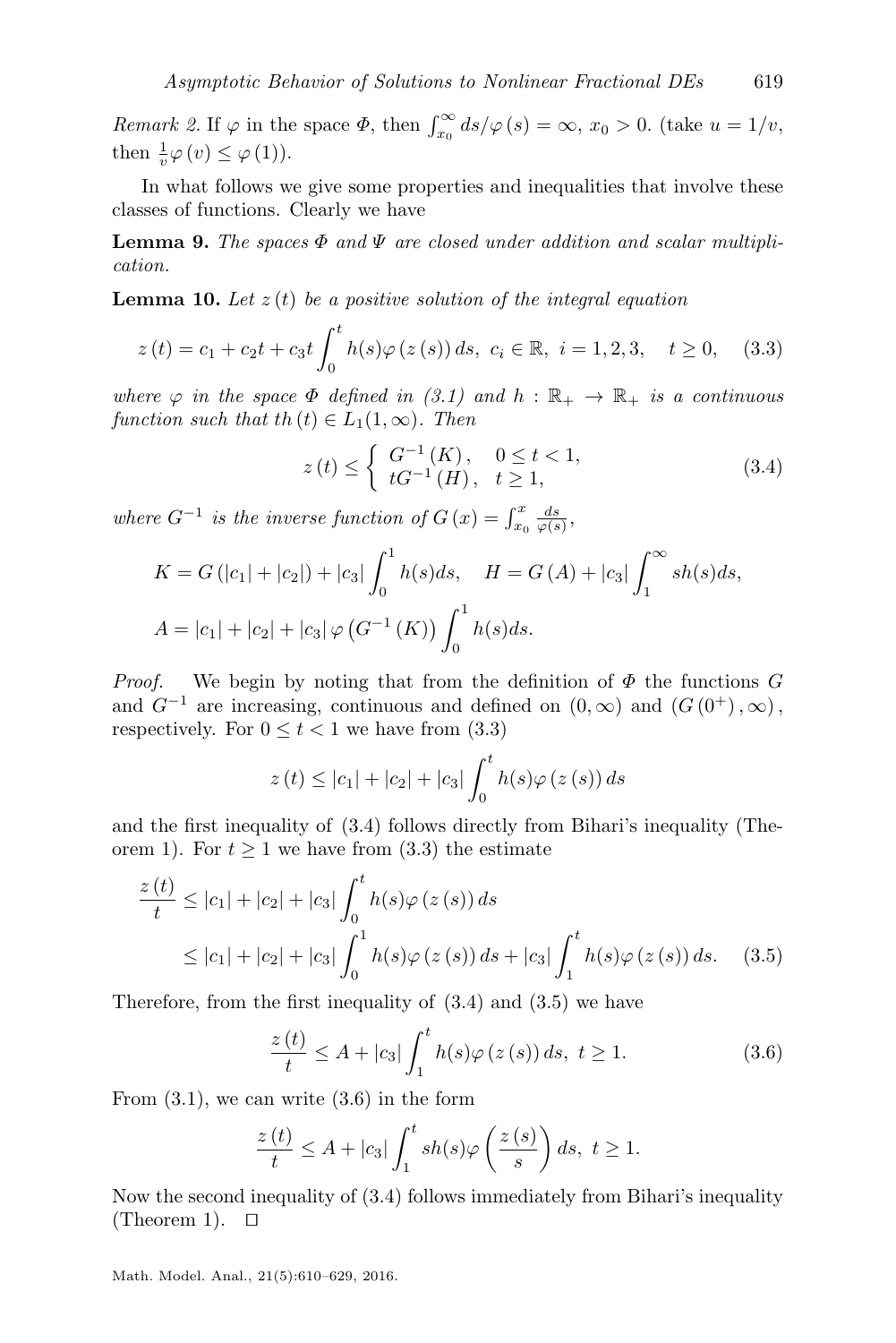*Remark 2.* If $\varphi$ in the space $\Phi$, then $\int_{x_0}^{\infty} ds/\varphi(s) = \infty$, $x_0 > 0$. (take $u = 1/v$, then $\frac{1}{v}\varphi(v) \leq \varphi(1)$).

In what follows we give some properties and inequalities that involve these classes of functions. Clearly we have

**Lemma 9.** *The spaces $\Phi$ and $\Psi$ are closed under addition and scalar multiplication.*

**Lemma 10.** *Let $z(t)$ be a positive solution of the integral equation*

$$z(t) = c_1 + c_2 t + c_3 t \int_0^t h(s)\varphi(z(s))\, ds,\ c_i \in \mathbb{R},\ i = 1, 2, 3, \quad t \geq 0, \tag{3.3}$$

*where $\varphi$ in the space $\Phi$ defined in (3.1) and $h : \mathbb{R}_+ \to \mathbb{R}_+$ is a continuous function such that $th(t) \in L_1(1, \infty)$. Then*

$$z(t) \leq \begin{cases} G^{-1}(K), & 0 \leq t < 1, \\ tG^{-1}(H), & t \geq 1, \end{cases} \tag{3.4}$$

*where $G^{-1}$ is the inverse function of $G(x) = \int_{x_0}^{x} \frac{ds}{\varphi(s)}$,*

$$K = G(|c_1| + |c_2|) + |c_3| \int_0^1 h(s) ds, \quad H = G(A) + |c_3| \int_1^{\infty} s h(s) ds,$$

$$A = |c_1| + |c_2| + |c_3|\, \varphi\left(G^{-1}(K)\right) \int_0^1 h(s) ds.$$

*Proof.* We begin by noting that from the definition of $\Phi$ the functions $G$ and $G^{-1}$ are increasing, continuous and defined on $(0, \infty)$ and $(G(0^+), \infty)$, respectively. For $0 \leq t < 1$ we have from (3.3)

$$z(t) \leq |c_1| + |c_2| + |c_3| \int_0^t h(s)\varphi(z(s))\, ds$$

and the first inequality of (3.4) follows directly from Bihari's inequality (Theorem 1). For $t \geq 1$ we have from (3.3) the estimate

$$\begin{aligned} \frac{z(t)}{t} &\leq |c_1| + |c_2| + |c_3| \int_0^t h(s)\varphi(z(s))\, ds \\ &\leq |c_1| + |c_2| + |c_3| \int_0^1 h(s)\varphi(z(s))\, ds + |c_3| \int_1^t h(s)\varphi(z(s))\, ds. \end{aligned} \tag{3.5}$$

Therefore, from the first inequality of (3.4) and (3.5) we have

$$\frac{z(t)}{t} \leq A + |c_3| \int_1^t h(s)\varphi(z(s))\, ds,\ t \geq 1. \tag{3.6}$$

From (3.1), we can write (3.6) in the form

$$\frac{z(t)}{t} \leq A + |c_3| \int_1^t s h(s)\varphi\left(\frac{z(s)}{s}\right) ds,\ t \geq 1.$$

Now the second inequality of (3.4) follows immediately from Bihari's inequality (Theorem 1). $\square$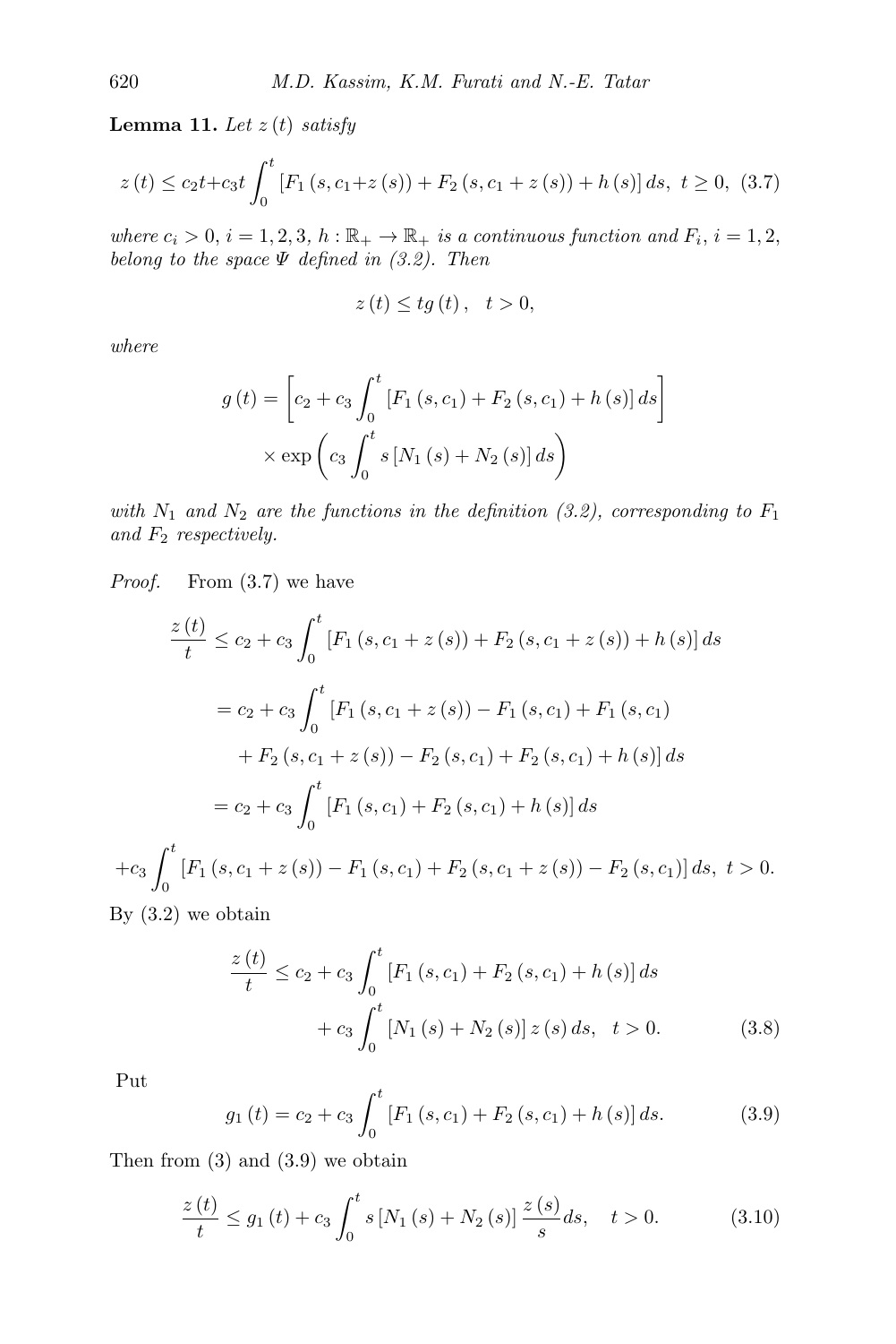**Lemma 11.** *Let $z(t)$ satisfy*

$$z(t) \leq c_2 t + c_3 t \int_0^t \left[F_1(s, c_1 + z(s)) + F_2(s, c_1 + z(s)) + h(s)\right] ds, \ t \geq 0, \quad (3.7)$$

*where $c_i > 0$, $i = 1, 2, 3$, $h : \mathbb{R}_+ \to \mathbb{R}_+$ is a continuous function and $F_i$, $i = 1, 2$, belong to the space $\Psi$ defined in (3.2). Then*

$$z(t) \leq t g(t), \quad t > 0,$$

*where*

$$g(t) = \left[c_2 + c_3 \int_0^t \left[F_1(s, c_1) + F_2(s, c_1) + h(s)\right] ds\right] \times \exp\left(c_3 \int_0^t s\left[N_1(s) + N_2(s)\right] ds\right)$$

*with $N_1$ and $N_2$ are the functions in the definition (3.2), corresponding to $F_1$ and $F_2$ respectively.*

*Proof.* From (3.7) we have

$$\begin{aligned}
\frac{z(t)}{t} &\leq c_2 + c_3 \int_0^t \left[F_1(s, c_1 + z(s)) + F_2(s, c_1 + z(s)) + h(s)\right] ds \\
&= c_2 + c_3 \int_0^t \left[F_1(s, c_1 + z(s)) - F_1(s, c_1) + F_1(s, c_1)\right. \\
&\quad \left. + F_2(s, c_1 + z(s)) - F_2(s, c_1) + F_2(s, c_1) + h(s)\right] ds \\
&= c_2 + c_3 \int_0^t \left[F_1(s, c_1) + F_2(s, c_1) + h(s)\right] ds
\end{aligned}$$

$$+ c_3 \int_0^t \left[F_1(s, c_1 + z(s)) - F_1(s, c_1) + F_2(s, c_1 + z(s)) - F_2(s, c_1)\right] ds, \ t > 0.$$

By (3.2) we obtain

$$\frac{z(t)}{t} \leq c_2 + c_3 \int_0^t \left[F_1(s, c_1) + F_2(s, c_1) + h(s)\right] ds + c_3 \int_0^t \left[N_1(s) + N_2(s)\right] z(s) \, ds, \quad t > 0. \quad (3.8)$$

Put

$$g_1(t) = c_2 + c_3 \int_0^t \left[F_1(s, c_1) + F_2(s, c_1) + h(s)\right] ds. \quad (3.9)$$

Then from (3) and (3.9) we obtain

$$\frac{z(t)}{t} \leq g_1(t) + c_3 \int_0^t s\left[N_1(s) + N_2(s)\right] \frac{z(s)}{s} ds, \quad t > 0. \quad (3.10)$$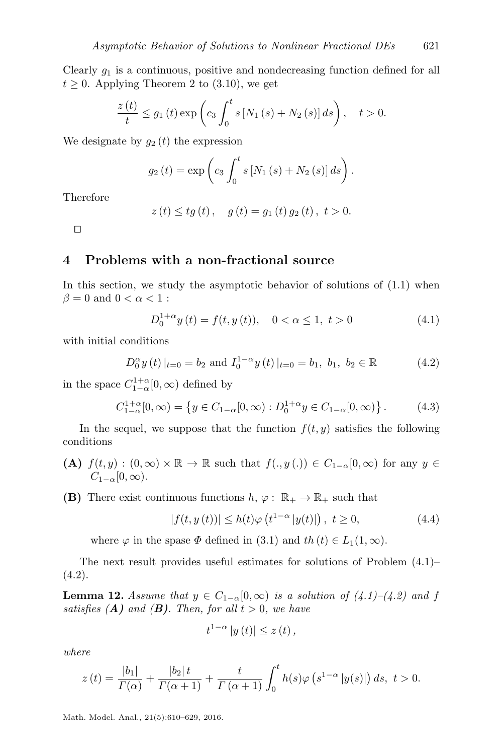Clearly $g_1$ is a continuous, positive and nondecreasing function defined for all $t \geq 0$. Applying Theorem 2 to (3.10), we get

$$\frac{z(t)}{t} \leq g_1(t) \exp\left(c_3 \int_0^t s\left[N_1(s) + N_2(s)\right] ds\right), \quad t > 0.$$

We designate by $g_2(t)$ the expression

$$g_2(t) = \exp\left(c_3 \int_0^t s\left[N_1(s) + N_2(s)\right] ds\right).$$

Therefore

$$z(t) \leq t g(t), \quad g(t) = g_1(t)\, g_2(t), \ t > 0.$$

□

## 4 Problems with a non-fractional source

In this section, we study the asymptotic behavior of solutions of (1.1) when $\beta = 0$ and $0 < \alpha < 1$ :

$$D_0^{1+\alpha} y(t) = f(t, y(t)), \quad 0 < \alpha \leq 1, \ t > 0 \tag{4.1}$$

with initial conditions

$$D_0^{\alpha} y(t)\,|_{t=0} = b_2 \text{ and } I_0^{1-\alpha} y(t)\,|_{t=0} = b_1, \ b_1, \ b_2 \in \mathbb{R} \tag{4.2}$$

in the space $C_{1-\alpha}^{1+\alpha}[0, \infty)$ defined by

$$C_{1-\alpha}^{1+\alpha}[0, \infty) = \left\{ y \in C_{1-\alpha}[0, \infty) : D_0^{1+\alpha} y \in C_{1-\alpha}[0, \infty) \right\}. \tag{4.3}$$

In the sequel, we suppose that the function $f(t, y)$ satisfies the following conditions

- **(A)** $f(t, y) : (0, \infty) \times \mathbb{R} \to \mathbb{R}$ such that $f(., y(.)) \in C_{1-\alpha}[0, \infty)$ for any $y \in C_{1-\alpha}[0, \infty)$.
- **(B)** There exist continuous functions $h, \varphi : \mathbb{R}_+ \to \mathbb{R}_+$ such that

$$|f(t, y(t))| \leq h(t) \varphi\left(t^{1-\alpha} |y(t)|\right), \ t \geq 0, \tag{4.4}$$

where $\varphi$ in the spase $\Phi$ defined in (3.1) and $t h(t) \in L_1(1, \infty)$.

The next result provides useful estimates for solutions of Problem (4.1)–(4.2).

**Lemma 12.** *Assume that $y \in C_{1-\alpha}[0, \infty)$ is a solution of (4.1)–(4.2) and $f$ satisfies **(A)** and **(B)**. Then, for all $t > 0$, we have*

$$t^{1-\alpha} |y(t)| \leq z(t),$$

*where*

$$z(t) = \frac{|b_1|}{\Gamma(\alpha)} + \frac{|b_2|\, t}{\Gamma(\alpha + 1)} + \frac{t}{\Gamma(\alpha + 1)} \int_0^t h(s) \varphi\left(s^{1-\alpha} |y(s)|\right) ds, \ t > 0.$$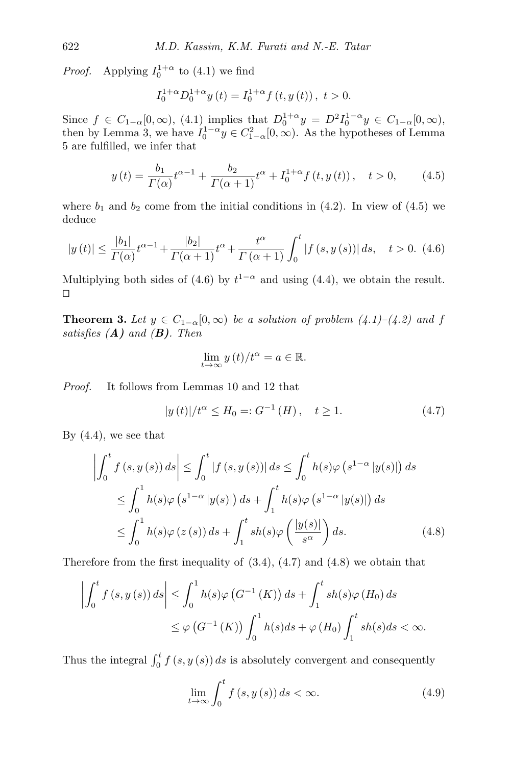*Proof.* Applying $I_0^{1+\alpha}$ to (4.1) we find

$$I_0^{1+\alpha} D_0^{1+\alpha} y(t) = I_0^{1+\alpha} f(t, y(t)), \ t > 0.$$

Since $f \in C_{1-\alpha}[0,\infty)$, (4.1) implies that $D_0^{1+\alpha} y = D^2 I_0^{1-\alpha} y \in C_{1-\alpha}[0,\infty)$, then by Lemma 3, we have $I_0^{1-\alpha} y \in C_{1-\alpha}^2[0,\infty)$. As the hypotheses of Lemma 5 are fulfilled, we infer that

$$y(t) = \frac{b_1}{\Gamma(\alpha)} t^{\alpha-1} + \frac{b_2}{\Gamma(\alpha+1)} t^{\alpha} + I_0^{1+\alpha} f(t, y(t)), \quad t > 0, \tag{4.5}$$

where $b_1$ and $b_2$ come from the initial conditions in (4.2). In view of (4.5) we deduce

$$|y(t)| \le \frac{|b_1|}{\Gamma(\alpha)} t^{\alpha-1} + \frac{|b_2|}{\Gamma(\alpha+1)} t^{\alpha} + \frac{t^{\alpha}}{\Gamma(\alpha+1)} \int_0^t |f(s, y(s))| \, ds, \quad t > 0. \tag{4.6}$$

Multiplying both sides of (4.6) by $t^{1-\alpha}$ and using (4.4), we obtain the result. □

**Theorem 3.** *Let $y \in C_{1-\alpha}[0,\infty)$ be a solution of problem (4.1)–(4.2) and $f$ satisfies **(A)** and **(B)**. Then*

$$\lim_{t\to\infty} y(t)/t^{\alpha} = a \in \mathbb{R}.$$

*Proof.* It follows from Lemmas 10 and 12 that

$$|y(t)|/t^{\alpha} \le H_0 =: G^{-1}(H), \quad t \ge 1. \tag{4.7}$$

By (4.4), we see that

$$\begin{aligned}
\left| \int_0^t f(s, y(s)) \, ds \right| &\le \int_0^t |f(s, y(s))| \, ds \le \int_0^t h(s) \varphi\left(s^{1-\alpha} |y(s)|\right) ds \\
&\le \int_0^1 h(s) \varphi\left(s^{1-\alpha} |y(s)|\right) ds + \int_1^t h(s) \varphi\left(s^{1-\alpha} |y(s)|\right) ds \\
&\le \int_0^1 h(s) \varphi(z(s)) \, ds + \int_1^t s h(s) \varphi\left(\frac{|y(s)|}{s^{\alpha}}\right) ds.
\end{aligned} \tag{4.8}$$

Therefore from the first inequality of (3.4), (4.7) and (4.8) we obtain that

$$\begin{aligned}
\left| \int_0^t f(s, y(s)) \, ds \right| &\le \int_0^1 h(s) \varphi\left(G^{-1}(K)\right) ds + \int_1^t s h(s) \varphi(H_0) \, ds \\
&\le \varphi\left(G^{-1}(K)\right) \int_0^1 h(s) ds + \varphi(H_0) \int_1^t s h(s) ds < \infty.
\end{aligned}$$

Thus the integral $\int_0^t f(s, y(s)) \, ds$ is absolutely convergent and consequently

$$\lim_{t\to\infty} \int_0^t f(s, y(s)) \, ds < \infty. \tag{4.9}$$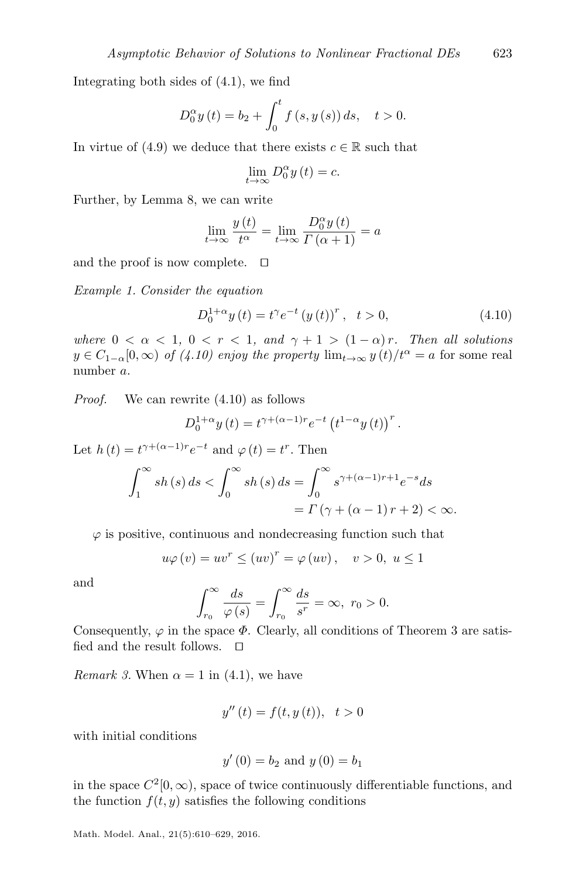Integrating both sides of (4.1), we find

$$D_0^{\alpha} y(t) = b_2 + \int_0^t f(s, y(s))\, ds, \quad t > 0.$$

In virtue of (4.9) we deduce that there exists $c \in \mathbb{R}$ such that

$$\lim_{t \to \infty} D_0^{\alpha} y(t) = c.$$

Further, by Lemma 8, we can write

$$\lim_{t \to \infty} \frac{y(t)}{t^{\alpha}} = \lim_{t \to \infty} \frac{D_0^{\alpha} y(t)}{\Gamma(\alpha + 1)} = a$$

and the proof is now complete. □

*Example 1. Consider the equation*

$$D_0^{1+\alpha} y(t) = t^{\gamma} e^{-t} (y(t))^r, \quad t > 0, \tag{4.10}$$

*where $0 < \alpha < 1$, $0 < r < 1$, and $\gamma + 1 > (1 - \alpha) r$. Then all solutions $y \in C_{1-\alpha}[0, \infty)$ of (4.10) enjoy the property* $\lim_{t \to \infty} y(t)/t^{\alpha} = a$ for some real number $a$.

*Proof.* We can rewrite (4.10) as follows

$$D_0^{1+\alpha} y(t) = t^{\gamma + (\alpha - 1) r} e^{-t} \left(t^{1-\alpha} y(t)\right)^r.$$

Let $h(t) = t^{\gamma + (\alpha - 1) r} e^{-t}$ and $\varphi(t) = t^r$. Then

$$\begin{aligned}\int_1^{\infty} s h(s)\, ds < \int_0^{\infty} s h(s)\, ds &= \int_0^{\infty} s^{\gamma + (\alpha - 1) r + 1} e^{-s} ds \\ &= \Gamma(\gamma + (\alpha - 1) r + 2) < \infty.\end{aligned}$$

$\varphi$ is positive, continuous and nondecreasing function such that

$$u \varphi(v) = u v^r \le (uv)^r = \varphi(uv), \quad v > 0, \ u \le 1$$

and

$$\int_{r_0}^{\infty} \frac{ds}{\varphi(s)} = \int_{r_0}^{\infty} \frac{ds}{s^r} = \infty, \ r_0 > 0.$$

Consequently, $\varphi$ in the space $\Phi$. Clearly, all conditions of Theorem 3 are satisfied and the result follows. □

*Remark 3.* When $\alpha = 1$ in (4.1), we have

$$y''(t) = f(t, y(t)), \quad t > 0$$

with initial conditions

$$y'(0) = b_2 \text{ and } y(0) = b_1$$

in the space $C^2[0, \infty)$, space of twice continuously differentiable functions, and the function $f(t, y)$ satisfies the following conditions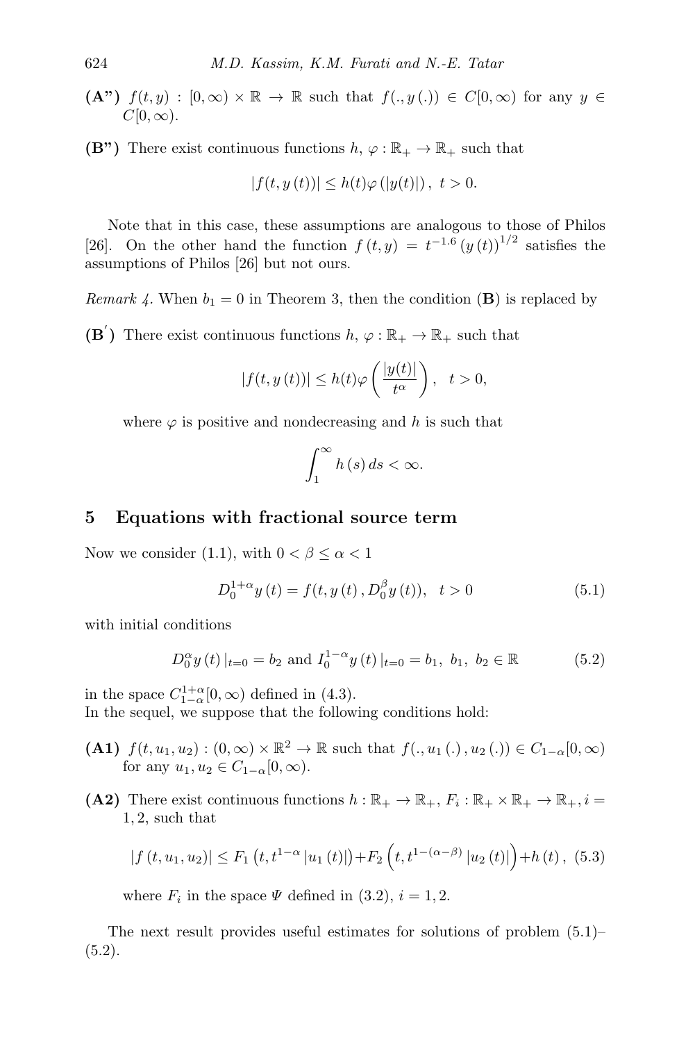**(A")** $f(t,y) : [0,\infty) \times \mathbb{R} \to \mathbb{R}$ such that $f(.,y(.)) \in C[0,\infty)$ for any $y \in C[0,\infty)$.

**(B")** There exist continuous functions $h,\, \varphi : \mathbb{R}_+ \to \mathbb{R}_+$ such that

$$|f(t,y(t))| \leq h(t)\varphi(|y(t)|),\ t > 0.$$

Note that in this case, these assumptions are analogous to those of Philos [26]. On the other hand the function $f(t,y) = t^{-1.6}(y(t))^{1/2}$ satisfies the assumptions of Philos [26] but not ours.

*Remark 4.* When $b_1 = 0$ in Theorem 3, then the condition **(B)** is replaced by

**(B$'$)** There exist continuous functions $h,\, \varphi : \mathbb{R}_+ \to \mathbb{R}_+$ such that

$$|f(t,y(t))| \leq h(t)\varphi\left(\frac{|y(t)|}{t^{\alpha}}\right),\quad t > 0,$$

where $\varphi$ is positive and nondecreasing and $h$ is such that

$$\int_1^{\infty} h(s)\, ds < \infty.$$

## 5 Equations with fractional source term

Now we consider (1.1), with $0 < \beta \leq \alpha < 1$

$$D_0^{1+\alpha} y(t) = f(t, y(t), D_0^{\beta} y(t)),\quad t > 0 \tag{5.1}$$

with initial conditions

$$D_0^{\alpha} y(t)\,|_{t=0} = b_2 \text{ and } I_0^{1-\alpha} y(t)\,|_{t=0} = b_1,\ b_1,\ b_2 \in \mathbb{R} \tag{5.2}$$

in the space $C_{1-\alpha}^{1+\alpha}[0,\infty)$ defined in (4.3).
In the sequel, we suppose that the following conditions hold:

**(A1)** $f(t,u_1,u_2) : (0,\infty) \times \mathbb{R}^2 \to \mathbb{R}$ such that $f(.,u_1(.),u_2(.)) \in C_{1-\alpha}[0,\infty)$ for any $u_1, u_2 \in C_{1-\alpha}[0,\infty)$.

**(A2)** There exist continuous functions $h : \mathbb{R}_+ \to \mathbb{R}_+$, $F_i : \mathbb{R}_+ \times \mathbb{R}_+ \to \mathbb{R}_+, i = 1,2$, such that

$$|f(t,u_1,u_2)| \leq F_1\left(t, t^{1-\alpha}|u_1(t)|\right) + F_2\left(t, t^{1-(\alpha-\beta)}|u_2(t)|\right) + h(t), \tag{5.3}$$

where $F_i$ in the space $\Psi$ defined in (3.2), $i = 1,2$.

The next result provides useful estimates for solutions of problem (5.1)–(5.2).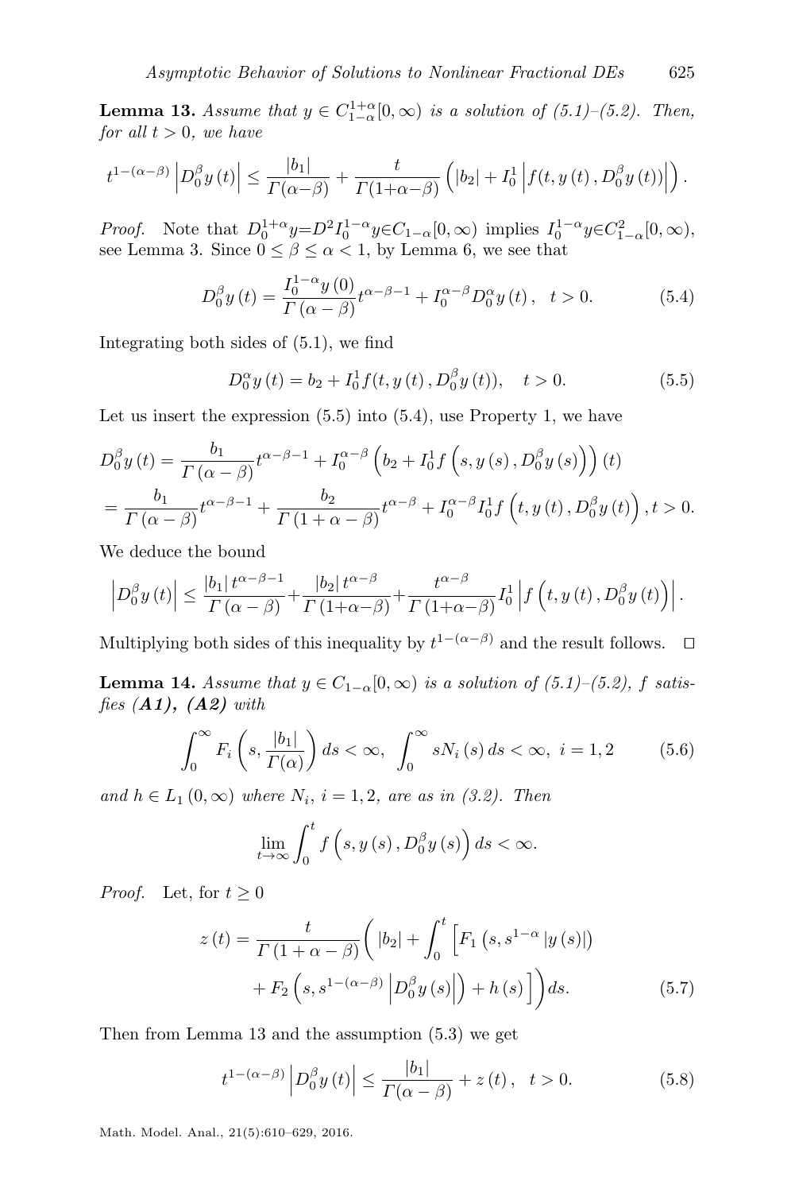**Lemma 13.** *Assume that $y \in C^{1+\alpha}_{1-\alpha}[0,\infty)$ is a solution of (5.1)–(5.2). Then, for all $t>0$, we have*

$$t^{1-(\alpha-\beta)}\left|D_0^{\beta}y(t)\right| \le \frac{|b_1|}{\Gamma(\alpha-\beta)} + \frac{t}{\Gamma(1+\alpha-\beta)}\left(|b_2| + I_0^1\left|f(t,y(t),D_0^{\beta}y(t))\right|\right).$$

*Proof.* Note that $D_0^{1+\alpha}y = D^2 I_0^{1-\alpha}y \in C_{1-\alpha}[0,\infty)$ implies $I_0^{1-\alpha}y \in C^2_{1-\alpha}[0,\infty)$, see Lemma 3. Since $0 \le \beta \le \alpha < 1$, by Lemma 6, we see that

$$D_0^{\beta}y(t) = \frac{I_0^{1-\alpha}y(0)}{\Gamma(\alpha-\beta)}t^{\alpha-\beta-1} + I_0^{\alpha-\beta}D_0^{\alpha}y(t), \quad t>0. \tag{5.4}$$

Integrating both sides of (5.1), we find

$$D_0^{\alpha}y(t) = b_2 + I_0^1 f(t,y(t),D_0^{\beta}y(t)), \quad t>0. \tag{5.5}$$

Let us insert the expression (5.5) into (5.4), use Property 1, we have

$$\begin{aligned}
D_0^{\beta}y(t) &= \frac{b_1}{\Gamma(\alpha-\beta)}t^{\alpha-\beta-1} + I_0^{\alpha-\beta}\left(b_2 + I_0^1 f\left(s,y(s),D_0^{\beta}y(s)\right)\right)(t) \\
&= \frac{b_1}{\Gamma(\alpha-\beta)}t^{\alpha-\beta-1} + \frac{b_2}{\Gamma(1+\alpha-\beta)}t^{\alpha-\beta} + I_0^{\alpha-\beta}I_0^1 f\left(t,y(t),D_0^{\beta}y(t)\right), t>0.
\end{aligned}$$

We deduce the bound

$$\left|D_0^{\beta}y(t)\right| \le \frac{|b_1|\,t^{\alpha-\beta-1}}{\Gamma(\alpha-\beta)} + \frac{|b_2|\,t^{\alpha-\beta}}{\Gamma(1+\alpha-\beta)} + \frac{t^{\alpha-\beta}}{\Gamma(1+\alpha-\beta)}I_0^1\left|f\left(t,y(t),D_0^{\beta}y(t)\right)\right|.$$

Multiplying both sides of this inequality by $t^{1-(\alpha-\beta)}$ and the result follows. $\square$

**Lemma 14.** *Assume that $y \in C_{1-\alpha}[0,\infty)$ is a solution of (5.1)–(5.2), $f$ satisfies **(A1)**, **(A2)** with*

$$\int_0^{\infty} F_i\left(s, \frac{|b_1|}{\Gamma(\alpha)}\right)ds < \infty, \quad \int_0^{\infty} sN_i(s)\,ds < \infty, \ i=1,2 \tag{5.6}$$

*and $h \in L_1(0,\infty)$ where $N_i$, $i=1,2$, are as in (3.2). Then*

$$\lim_{t\to\infty}\int_0^t f\left(s,y(s),D_0^{\beta}y(s)\right)ds < \infty.$$

*Proof.* Let, for $t \ge 0$

$$\begin{aligned}
z(t) = \frac{t}{\Gamma(1+\alpha-\beta)}\bigg(|b_2| + \int_0^t \Big[&F_1\left(s, s^{1-\alpha}|y(s)|\right) \\
&+ F_2\left(s, s^{1-(\alpha-\beta)}\left|D_0^{\beta}y(s)\right|\right) + h(s)\Big]\bigg)ds.
\end{aligned} \tag{5.7}$$

Then from Lemma 13 and the assumption (5.3) we get

$$t^{1-(\alpha-\beta)}\left|D_0^{\beta}y(t)\right| \le \frac{|b_1|}{\Gamma(\alpha-\beta)} + z(t), \quad t>0. \tag{5.8}$$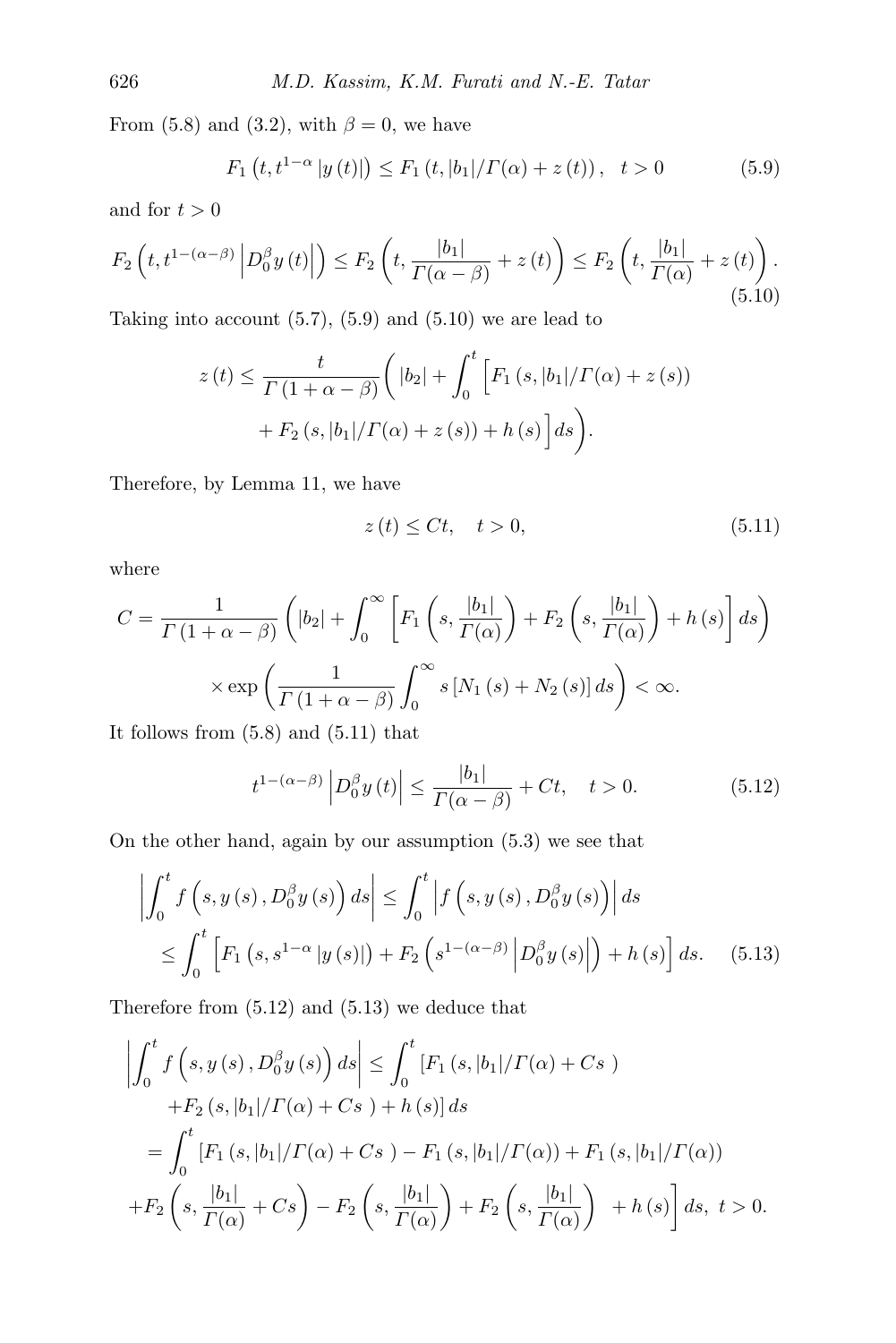From (5.8) and (3.2), with $\beta = 0$, we have

$$F_1\left(t, t^{1-\alpha}|y(t)|\right) \leq F_1\left(t, |b_1|/\Gamma(\alpha) + z(t)\right), \quad t > 0 \tag{5.9}$$

and for $t > 0$

$$F_2\left(t, t^{1-(\alpha-\beta)}\left|D_0^\beta y(t)\right|\right) \leq F_2\left(t, \frac{|b_1|}{\Gamma(\alpha-\beta)} + z(t)\right) \leq F_2\left(t, \frac{|b_1|}{\Gamma(\alpha)} + z(t)\right). \tag{5.10}$$

Taking into account (5.7), (5.9) and (5.10) we are lead to

$$z(t) \leq \frac{t}{\Gamma(1+\alpha-\beta)}\Bigg(|b_2| + \int_0^t \Big[F_1\left(s, |b_1|/\Gamma(\alpha) + z(s)\right) + F_2\left(s, |b_1|/\Gamma(\alpha) + z(s)\right) + h(s)\Big]ds\Bigg).$$

Therefore, by Lemma 11, we have

$$z(t) \leq Ct, \quad t > 0, \tag{5.11}$$

where

$$C = \frac{1}{\Gamma(1+\alpha-\beta)}\left(|b_2| + \int_0^\infty \left[F_1\left(s, \frac{|b_1|}{\Gamma(\alpha)}\right) + F_2\left(s, \frac{|b_1|}{\Gamma(\alpha)}\right) + h(s)\right]ds\right) \times \exp\left(\frac{1}{\Gamma(1+\alpha-\beta)}\int_0^\infty s\left[N_1(s) + N_2(s)\right]ds\right) < \infty.$$

It follows from (5.8) and (5.11) that

$$t^{1-(\alpha-\beta)}\left|D_0^\beta y(t)\right| \leq \frac{|b_1|}{\Gamma(\alpha-\beta)} + Ct, \quad t > 0. \tag{5.12}$$

On the other hand, again by our assumption (5.3) we see that

$$\left|\int_0^t f\left(s, y(s), D_0^\beta y(s)\right)ds\right| \leq \int_0^t \left|f\left(s, y(s), D_0^\beta y(s)\right)\right|ds$$
$$\leq \int_0^t \left[F_1\left(s, s^{1-\alpha}|y(s)|\right) + F_2\left(s^{1-(\alpha-\beta)}\left|D_0^\beta y(s)\right|\right) + h(s)\right]ds. \tag{5.13}$$

Therefore from (5.12) and (5.13) we deduce that

$$\left|\int_0^t f\left(s, y(s), D_0^\beta y(s)\right)ds\right| \leq \int_0^t \left[F_1\left(s, |b_1|/\Gamma(\alpha) + Cs\right) + F_2\left(s, |b_1|/\Gamma(\alpha) + Cs\right) + h(s)\right]ds$$
$$= \int_0^t \Bigg[F_1\left(s, |b_1|/\Gamma(\alpha) + Cs\right) - F_1\left(s, |b_1|/\Gamma(\alpha)\right) + F_1\left(s, |b_1|/\Gamma(\alpha)\right) + F_2\left(s, \frac{|b_1|}{\Gamma(\alpha)} + Cs\right) - F_2\left(s, \frac{|b_1|}{\Gamma(\alpha)}\right) + F_2\left(s, \frac{|b_1|}{\Gamma(\alpha)}\right) + h(s)\Bigg]ds, \ t > 0.$$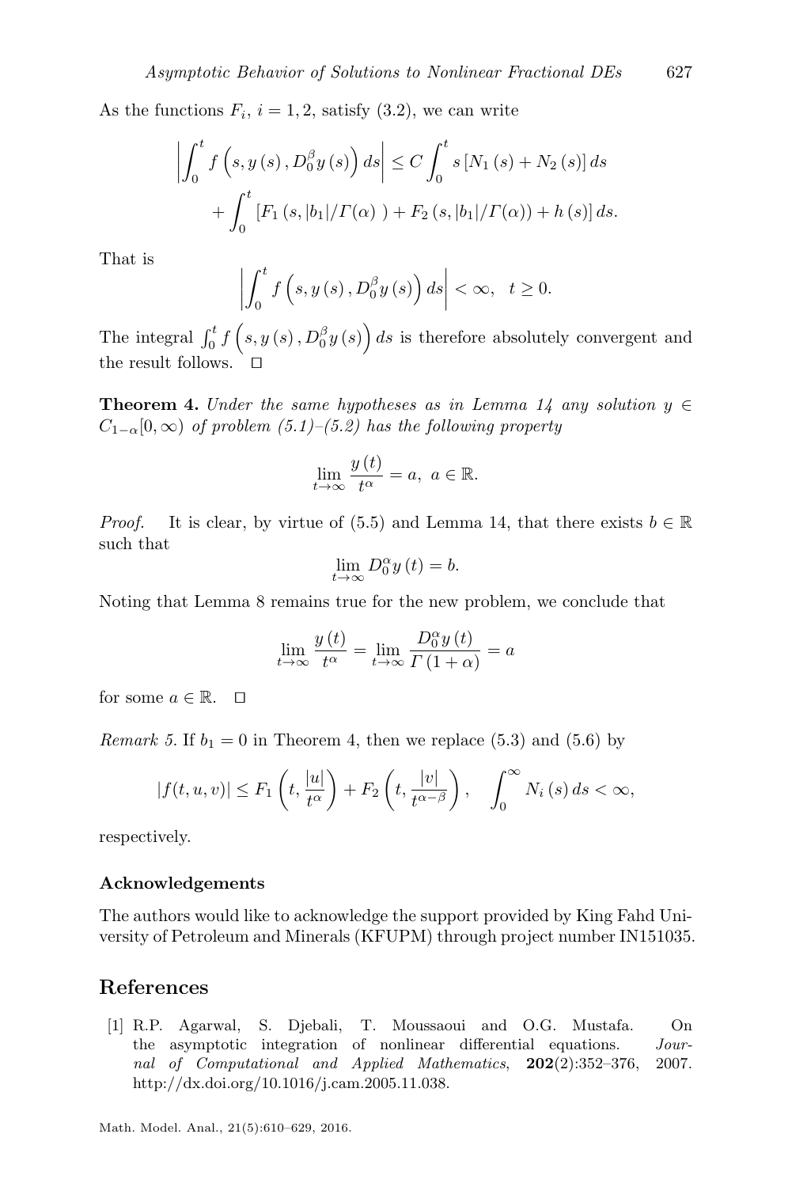As the functions $F_i$, $i = 1, 2$, satisfy (3.2), we can write

$$\left|\int_0^t f\left(s, y(s), D_0^\beta y(s)\right) ds\right| \leq C \int_0^t s \left[N_1(s) + N_2(s)\right] ds$$
$$+ \int_0^t \left[F_1(s, |b_1|/\Gamma(\alpha)) + F_2(s, |b_1|/\Gamma(\alpha)) + h(s)\right] ds.$$

That is

$$\left|\int_0^t f\left(s, y(s), D_0^\beta y(s)\right) ds\right| < \infty, \quad t \geq 0.$$

The integral $\int_0^t f\left(s, y(s), D_0^\beta y(s)\right) ds$ is therefore absolutely convergent and the result follows. $\square$

**Theorem 4.** *Under the same hypotheses as in Lemma 14 any solution $y \in C_{1-\alpha}[0, \infty)$ of problem (5.1)–(5.2) has the following property*

$$\lim_{t \to \infty} \frac{y(t)}{t^\alpha} = a, \ a \in \mathbb{R}.$$

*Proof.* It is clear, by virtue of (5.5) and Lemma 14, that there exists $b \in \mathbb{R}$ such that

$$\lim_{t \to \infty} D_0^\alpha y(t) = b.$$

Noting that Lemma 8 remains true for the new problem, we conclude that

$$\lim_{t \to \infty} \frac{y(t)}{t^\alpha} = \lim_{t \to \infty} \frac{D_0^\alpha y(t)}{\Gamma(1 + \alpha)} = a$$

for some $a \in \mathbb{R}$. $\square$

*Remark 5.* If $b_1 = 0$ in Theorem 4, then we replace (5.3) and (5.6) by

$$|f(t, u, v)| \leq F_1\left(t, \frac{|u|}{t^\alpha}\right) + F_2\left(t, \frac{|v|}{t^{\alpha-\beta}}\right), \quad \int_0^\infty N_i(s)\, ds < \infty,$$

respectively.

### Acknowledgements

The authors would like to acknowledge the support provided by King Fahd University of Petroleum and Minerals (KFUPM) through project number IN151035.

## References

[1] R.P. Agarwal, S. Djebali, T. Moussaoui and O.G. Mustafa. On the asymptotic integration of nonlinear differential equations. *Journal of Computational and Applied Mathematics*, **202**(2):352–376, 2007. http://dx.doi.org/10.1016/j.cam.2005.11.038.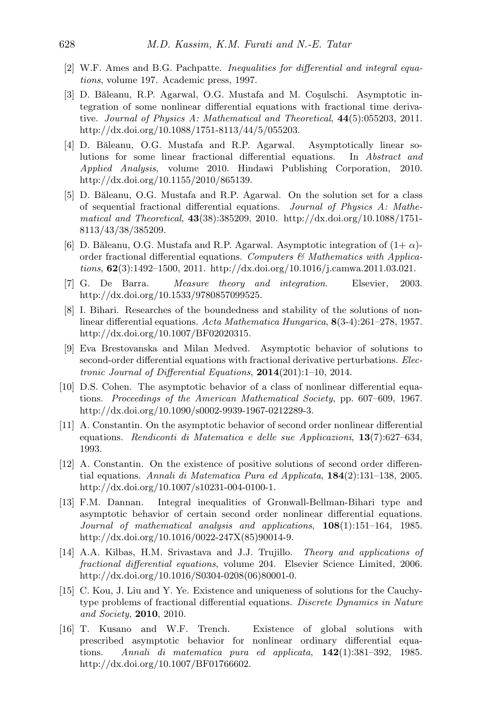[2] W.F. Ames and B.G. Pachpatte. *Inequalities for differential and integral equations*, volume 197. Academic press, 1997.

[3] D. Băleanu, R.P. Agarwal, O.G. Mustafa and M. Coşulschi. Asymptotic integration of some nonlinear differential equations with fractional time derivative. *Journal of Physics A: Mathematical and Theoretical*, **44**(5):055203, 2011. http://dx.doi.org/10.1088/1751-8113/44/5/055203.

[4] D. Băleanu, O.G. Mustafa and R.P. Agarwal. Asymptotically linear solutions for some linear fractional differential equations. In *Abstract and Applied Analysis*, volume 2010. Hindawi Publishing Corporation, 2010. http://dx.doi.org/10.1155/2010/865139.

[5] D. Băleanu, O.G. Mustafa and R.P. Agarwal. On the solution set for a class of sequential fractional differential equations. *Journal of Physics A: Mathematical and Theoretical*, **43**(38):385209, 2010. http://dx.doi.org/10.1088/1751-8113/43/38/385209.

[6] D. Băleanu, O.G. Mustafa and R.P. Agarwal. Asymptotic integration of $(1+\alpha)$-order fractional differential equations. *Computers & Mathematics with Applications*, **62**(3):1492–1500, 2011. http://dx.doi.org/10.1016/j.camwa.2011.03.021.

[7] G. De Barra. *Measure theory and integration*. Elsevier, 2003. http://dx.doi.org/10.1533/9780857099525.

[8] I. Bihari. Researches of the boundedness and stability of the solutions of nonlinear differential equations. *Acta Mathematica Hungarica*, **8**(3-4):261–278, 1957. http://dx.doi.org/10.1007/BF02020315.

[9] Eva Brestovanska and Milan Medved. Asymptotic behavior of solutions to second-order differential equations with fractional derivative perturbations. *Electronic Journal of Differential Equations*, **2014**(201):1–10, 2014.

[10] D.S. Cohen. The asymptotic behavior of a class of nonlinear differential equations. *Proceedings of the American Mathematical Society*, pp. 607–609, 1967. http://dx.doi.org/10.1090/s0002-9939-1967-0212289-3.

[11] A. Constantin. On the asymptotic behavior of second order nonlinear differential equations. *Rendiconti di Matematica e delle sue Applicazioni*, **13**(7):627–634, 1993.

[12] A. Constantin. On the existence of positive solutions of second order differential equations. *Annali di Matematica Pura ed Applicata*, **184**(2):131–138, 2005. http://dx.doi.org/10.1007/s10231-004-0100-1.

[13] F.M. Dannan. Integral inequalities of Gronwall-Bellman-Bihari type and asymptotic behavior of certain second order nonlinear differential equations. *Journal of mathematical analysis and applications*, **108**(1):151–164, 1985. http://dx.doi.org/10.1016/0022-247X(85)90014-9.

[14] A.A. Kilbas, H.M. Srivastava and J.J. Trujillo. *Theory and applications of fractional differential equations*, volume 204. Elsevier Science Limited, 2006. http://dx.doi.org/10.1016/S0304-0208(06)80001-0.

[15] C. Kou, J. Liu and Y. Ye. Existence and uniqueness of solutions for the Cauchy-type problems of fractional differential equations. *Discrete Dynamics in Nature and Society*, **2010**, 2010.

[16] T. Kusano and W.F. Trench. Existence of global solutions with prescribed asymptotic behavior for nonlinear ordinary differential equations. *Annali di matematica pura ed applicata*, **142**(1):381–392, 1985. http://dx.doi.org/10.1007/BF01766602.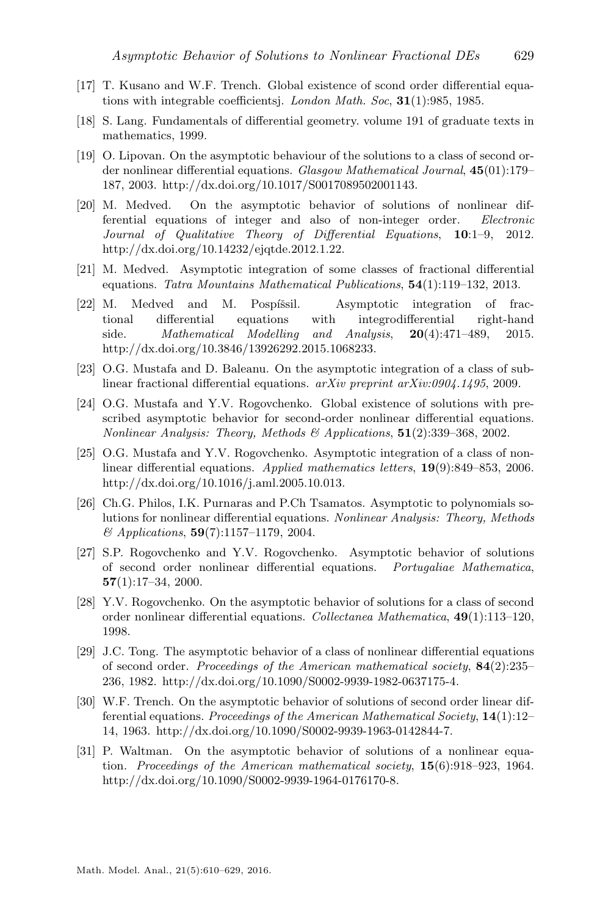[17] T. Kusano and W.F. Trench. Global existence of scond order differential equations with integrable coefficientsj. *London Math. Soc*, **31**(1):985, 1985.

[18] S. Lang. Fundamentals of differential geometry. volume 191 of graduate texts in mathematics, 1999.

[19] O. Lipovan. On the asymptotic behaviour of the solutions to a class of second order nonlinear differential equations. *Glasgow Mathematical Journal*, **45**(01):179–187, 2003. http://dx.doi.org/10.1017/S0017089502001143.

[20] M. Medveď. On the asymptotic behavior of solutions of nonlinear differential equations of integer and also of non-integer order. *Electronic Journal of Qualitative Theory of Differential Equations*, **10**:1–9, 2012. http://dx.doi.org/10.14232/ejqtde.2012.1.22.

[21] M. Medveď. Asymptotic integration of some classes of fractional differential equations. *Tatra Mountains Mathematical Publications*, **54**(1):119–132, 2013.

[22] M. Medveď and M. Pospíšil. Asymptotic integration of fractional differential equations with integrodifferential right-hand side. *Mathematical Modelling and Analysis*, **20**(4):471–489, 2015. http://dx.doi.org/10.3846/13926292.2015.1068233.

[23] O.G. Mustafa and D. Baleanu. On the asymptotic integration of a class of sublinear fractional differential equations. *arXiv preprint arXiv:0904.1495*, 2009.

[24] O.G. Mustafa and Y.V. Rogovchenko. Global existence of solutions with prescribed asymptotic behavior for second-order nonlinear differential equations. *Nonlinear Analysis: Theory, Methods & Applications*, **51**(2):339–368, 2002.

[25] O.G. Mustafa and Y.V. Rogovchenko. Asymptotic integration of a class of nonlinear differential equations. *Applied mathematics letters*, **19**(9):849–853, 2006. http://dx.doi.org/10.1016/j.aml.2005.10.013.

[26] Ch.G. Philos, I.K. Purnaras and P.Ch Tsamatos. Asymptotic to polynomials solutions for nonlinear differential equations. *Nonlinear Analysis: Theory, Methods & Applications*, **59**(7):1157–1179, 2004.

[27] S.P. Rogovchenko and Y.V. Rogovchenko. Asymptotic behavior of solutions of second order nonlinear differential equations. *Portugaliae Mathematica*, **57**(1):17–34, 2000.

[28] Y.V. Rogovchenko. On the asymptotic behavior of solutions for a class of second order nonlinear differential equations. *Collectanea Mathematica*, **49**(1):113–120, 1998.

[29] J.C. Tong. The asymptotic behavior of a class of nonlinear differential equations of second order. *Proceedings of the American mathematical society*, **84**(2):235–236, 1982. http://dx.doi.org/10.1090/S0002-9939-1982-0637175-4.

[30] W.F. Trench. On the asymptotic behavior of solutions of second order linear differential equations. *Proceedings of the American Mathematical Society*, **14**(1):12–14, 1963. http://dx.doi.org/10.1090/S0002-9939-1963-0142844-7.

[31] P. Waltman. On the asymptotic behavior of solutions of a nonlinear equation. *Proceedings of the American mathematical society*, **15**(6):918–923, 1964. http://dx.doi.org/10.1090/S0002-9939-1964-0176170-8.